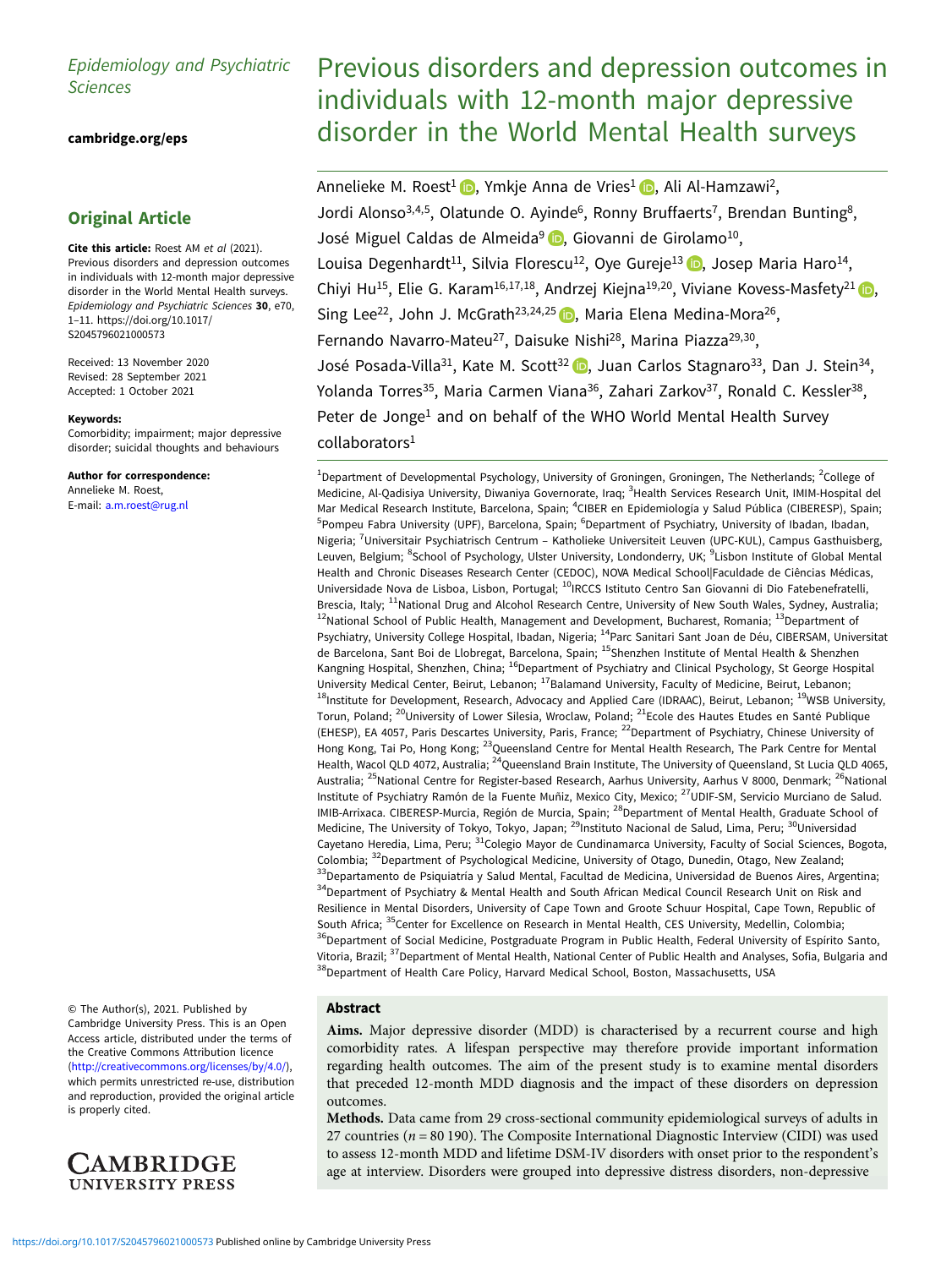*Epidemiology and Psychiatric Sciences*

**cambridge.org/eps**

## Original Article

**Cite this article:** Roest AM *et al* (2021). Previous disorders and depression outcomes in individuals with 12-month major depressive disorder in the World Mental Health surveys. *Epidemiology and Psychiatric Sciences* **30**, e70, 1–11. https://doi.org/10.1017/S2045796021000573

Received: 13 November 2020
Revised: 28 September 2021
Accepted: 1 October 2021

**Keywords:**
Comorbidity; impairment; major depressive disorder; suicidal thoughts and behaviours

**Author for correspondence:**
Annelieke M. Roest,
E-mail: a.m.roest@rug.nl

© The Author(s), 2021. Published by Cambridge University Press. This is an Open Access article, distributed under the terms of the Creative Commons Attribution licence (http://creativecommons.org/licenses/by/4.0/), which permits unrestricted re-use, distribution and reproduction, provided the original article is properly cited.

# Previous disorders and depression outcomes in individuals with 12-month major depressive disorder in the World Mental Health surveys

Annelieke M. Roest[1], Ymkje Anna de Vries[1], Ali Al-Hamzawi[2], Jordi Alonso[3,4,5], Olatunde O. Ayinde[6], Ronny Bruffaerts[7], Brendan Bunting[8], José Miguel Caldas de Almeida[9], Giovanni de Girolamo[10], Louisa Degenhardt[11], Silvia Florescu[12], Oye Gureje[13], Josep Maria Haro[14], Chiyi Hu[15], Elie G. Karam[16,17,18], Andrzej Kiejna[19,20], Viviane Kovess-Masfety[21], Sing Lee[22], John J. McGrath[23,24,25], Maria Elena Medina-Mora[26], Fernando Navarro-Mateu[27], Daisuke Nishi[28], Marina Piazza[29,30], José Posada-Villa[31], Kate M. Scott[32], Juan Carlos Stagnaro[33], Dan J. Stein[34], Yolanda Torres[35], Maria Carmen Viana[36], Zahari Zarkov[37], Ronald C. Kessler[38], Peter de Jonge[1] and on behalf of the WHO World Mental Health Survey collaborators[1]

[1]Department of Developmental Psychology, University of Groningen, Groningen, The Netherlands; [2]College of Medicine, Al-Qadisiya University, Diwaniya Governorate, Iraq; [3]Health Services Research Unit, IMIM-Hospital del Mar Medical Research Institute, Barcelona, Spain; [4]CIBER en Epidemiología y Salud Pública (CIBERESP), Spain; [5]Pompeu Fabra University (UPF), Barcelona, Spain; [6]Department of Psychiatry, University of Ibadan, Ibadan, Nigeria; [7]Universitair Psychiatrisch Centrum – Katholieke Universiteit Leuven (UPC-KUL), Campus Gasthuisberg, Leuven, Belgium; [8]School of Psychology, Ulster University, Londonderry, UK; [9]Lisbon Institute of Global Mental Health and Chronic Diseases Research Center (CEDOC), NOVA Medical School|Faculdade de Ciências Médicas, Universidade Nova de Lisboa, Lisbon, Portugal; [10]IRCCS Istituto Centro San Giovanni di Dio Fatebenefratelli, Brescia, Italy; [11]National Drug and Alcohol Research Centre, University of New South Wales, Sydney, Australia; [12]National School of Public Health, Management and Development, Bucharest, Romania; [13]Department of Psychiatry, University College Hospital, Ibadan, Nigeria; [14]Parc Sanitari Sant Joan de Déu, CIBERSAM, Universitat de Barcelona, Sant Boi de Llobregat, Barcelona, Spain; [15]Shenzhen Institute of Mental Health & Shenzhen Kangning Hospital, Shenzhen, China; [16]Department of Psychiatry and Clinical Psychology, St George Hospital University Medical Center, Beirut, Lebanon; [17]Balamand University, Faculty of Medicine, Beirut, Lebanon; [18]Institute for Development, Research, Advocacy and Applied Care (IDRAAC), Beirut, Lebanon; [19]WSB University, Torun, Poland; [20]University of Lower Silesia, Wroclaw, Poland; [21]Ecole des Hautes Etudes en Santé Publique (EHESP), EA 4057, Paris Descartes University, Paris, France; [22]Department of Psychiatry, Chinese University of Hong Kong, Tai Po, Hong Kong; [23]Queensland Centre for Mental Health Research, The Park Centre for Mental Health, Wacol QLD 4072, Australia; [24]Queensland Brain Institute, The University of Queensland, St Lucia QLD 4065, Australia; [25]National Centre for Register-based Research, Aarhus University, Aarhus V 8000, Denmark; [26]National Institute of Psychiatry Ramón de la Fuente Muñiz, Mexico City, Mexico; [27]UDIF-SM, Servicio Murciano de Salud. IMIB-Arrixaca. CIBERESP-Murcia, Región de Murcia, Spain; [28]Department of Mental Health, Graduate School of Medicine, The University of Tokyo, Tokyo, Japan; [29]Instituto Nacional de Salud, Lima, Peru; [30]Universidad Cayetano Heredia, Lima, Peru; [31]Colegio Mayor de Cundinamarca University, Faculty of Social Sciences, Bogota, Colombia; [32]Department of Psychological Medicine, University of Otago, Dunedin, Otago, New Zealand; [33]Departamento de Psiquiatría y Salud Mental, Facultad de Medicina, Universidad de Buenos Aires, Argentina; [34]Department of Psychiatry & Mental Health and South African Medical Council Research Unit on Risk and Resilience in Mental Disorders, University of Cape Town and Groote Schuur Hospital, Cape Town, Republic of South Africa; [35]Center for Excellence on Research in Mental Health, CES University, Medellin, Colombia; [36]Department of Social Medicine, Postgraduate Program in Public Health, Federal University of Espírito Santo, Vitoria, Brazil; [37]Department of Mental Health, National Center of Public Health and Analyses, Sofia, Bulgaria and [38]Department of Health Care Policy, Harvard Medical School, Boston, Massachusetts, USA

## Abstract

**Aims.** Major depressive disorder (MDD) is characterised by a recurrent course and high comorbidity rates. A lifespan perspective may therefore provide important information regarding health outcomes. The aim of the present study is to examine mental disorders that preceded 12-month MDD diagnosis and the impact of these disorders on depression outcomes.

**Methods.** Data came from 29 cross-sectional community epidemiological surveys of adults in 27 countries ($n = 80\,190$). The Composite International Diagnostic Interview (CIDI) was used to assess 12-month MDD and lifetime DSM-IV disorders with onset prior to the respondent's age at interview. Disorders were grouped into depressive distress disorders, non-depressive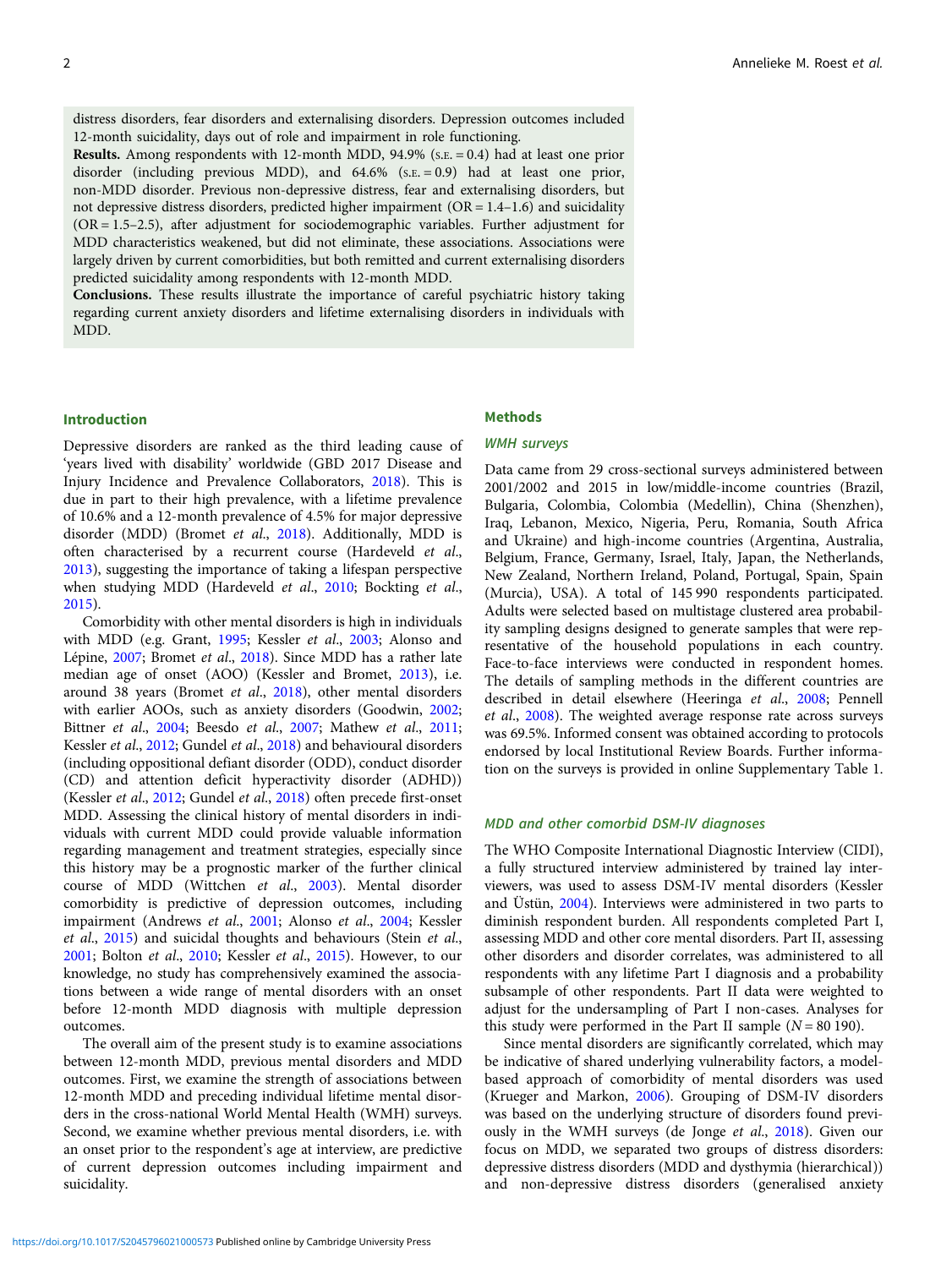distress disorders, fear disorders and externalising disorders. Depression outcomes included 12-month suicidality, days out of role and impairment in role functioning.

**Results.** Among respondents with 12-month MDD, 94.9% (S.E. = 0.4) had at least one prior disorder (including previous MDD), and 64.6% (S.E. = 0.9) had at least one prior, non-MDD disorder. Previous non-depressive distress, fear and externalising disorders, but not depressive distress disorders, predicted higher impairment (OR = 1.4–1.6) and suicidality (OR = 1.5–2.5), after adjustment for sociodemographic variables. Further adjustment for MDD characteristics weakened, but did not eliminate, these associations. Associations were largely driven by current comorbidities, but both remitted and current externalising disorders predicted suicidality among respondents with 12-month MDD.

**Conclusions.** These results illustrate the importance of careful psychiatric history taking regarding current anxiety disorders and lifetime externalising disorders in individuals with MDD.

## Introduction

Depressive disorders are ranked as the third leading cause of 'years lived with disability' worldwide (GBD 2017 Disease and Injury Incidence and Prevalence Collaborators, 2018). This is due in part to their high prevalence, with a lifetime prevalence of 10.6% and a 12-month prevalence of 4.5% for major depressive disorder (MDD) (Bromet *et al*., 2018). Additionally, MDD is often characterised by a recurrent course (Hardeveld *et al*., 2013), suggesting the importance of taking a lifespan perspective when studying MDD (Hardeveld *et al*., 2010; Bockting *et al*., 2015).

Comorbidity with other mental disorders is high in individuals with MDD (e.g. Grant, 1995; Kessler *et al*., 2003; Alonso and Lépine, 2007; Bromet *et al*., 2018). Since MDD has a rather late median age of onset (AOO) (Kessler and Bromet, 2013), i.e. around 38 years (Bromet *et al*., 2018), other mental disorders with earlier AOOs, such as anxiety disorders (Goodwin, 2002; Bittner *et al*., 2004; Beesdo *et al*., 2007; Mathew *et al*., 2011; Kessler *et al*., 2012; Gundel *et al*., 2018) and behavioural disorders (including oppositional defiant disorder (ODD), conduct disorder (CD) and attention deficit hyperactivity disorder (ADHD)) (Kessler *et al*., 2012; Gundel *et al*., 2018) often precede first-onset MDD. Assessing the clinical history of mental disorders in individuals with current MDD could provide valuable information regarding management and treatment strategies, especially since this history may be a prognostic marker of the further clinical course of MDD (Wittchen *et al*., 2003). Mental disorder comorbidity is predictive of depression outcomes, including impairment (Andrews *et al*., 2001; Alonso *et al*., 2004; Kessler *et al*., 2015) and suicidal thoughts and behaviours (Stein *et al*., 2001; Bolton *et al*., 2010; Kessler *et al*., 2015). However, to our knowledge, no study has comprehensively examined the associations between a wide range of mental disorders with an onset before 12-month MDD diagnosis with multiple depression outcomes.

The overall aim of the present study is to examine associations between 12-month MDD, previous mental disorders and MDD outcomes. First, we examine the strength of associations between 12-month MDD and preceding individual lifetime mental disorders in the cross-national World Mental Health (WMH) surveys. Second, we examine whether previous mental disorders, i.e. with an onset prior to the respondent's age at interview, are predictive of current depression outcomes including impairment and suicidality.

## Methods

### WMH surveys

Data came from 29 cross-sectional surveys administered between 2001/2002 and 2015 in low/middle-income countries (Brazil, Bulgaria, Colombia, Colombia (Medellin), China (Shenzhen), Iraq, Lebanon, Mexico, Nigeria, Peru, Romania, South Africa and Ukraine) and high-income countries (Argentina, Australia, Belgium, France, Germany, Israel, Italy, Japan, the Netherlands, New Zealand, Northern Ireland, Poland, Portugal, Spain, Spain (Murcia), USA). A total of 145 990 respondents participated. Adults were selected based on multistage clustered area probability sampling designs designed to generate samples that were representative of the household populations in each country. Face-to-face interviews were conducted in respondent homes. The details of sampling methods in the different countries are described in detail elsewhere (Heeringa *et al*., 2008; Pennell *et al*., 2008). The weighted average response rate across surveys was 69.5%. Informed consent was obtained according to protocols endorsed by local Institutional Review Boards. Further information on the surveys is provided in online Supplementary Table 1.

### MDD and other comorbid DSM-IV diagnoses

The WHO Composite International Diagnostic Interview (CIDI), a fully structured interview administered by trained lay interviewers, was used to assess DSM-IV mental disorders (Kessler and Üstün, 2004). Interviews were administered in two parts to diminish respondent burden. All respondents completed Part I, assessing MDD and other core mental disorders. Part II, assessing other disorders and disorder correlates, was administered to all respondents with any lifetime Part I diagnosis and a probability subsample of other respondents. Part II data were weighted to adjust for the undersampling of Part I non-cases. Analyses for this study were performed in the Part II sample (*N* = 80 190).

Since mental disorders are significantly correlated, which may be indicative of shared underlying vulnerability factors, a model-based approach of comorbidity of mental disorders was used (Krueger and Markon, 2006). Grouping of DSM-IV disorders was based on the underlying structure of disorders found previously in the WMH surveys (de Jonge *et al*., 2018). Given our focus on MDD, we separated two groups of distress disorders: depressive distress disorders (MDD and dysthymia (hierarchical)) and non-depressive distress disorders (generalised anxiety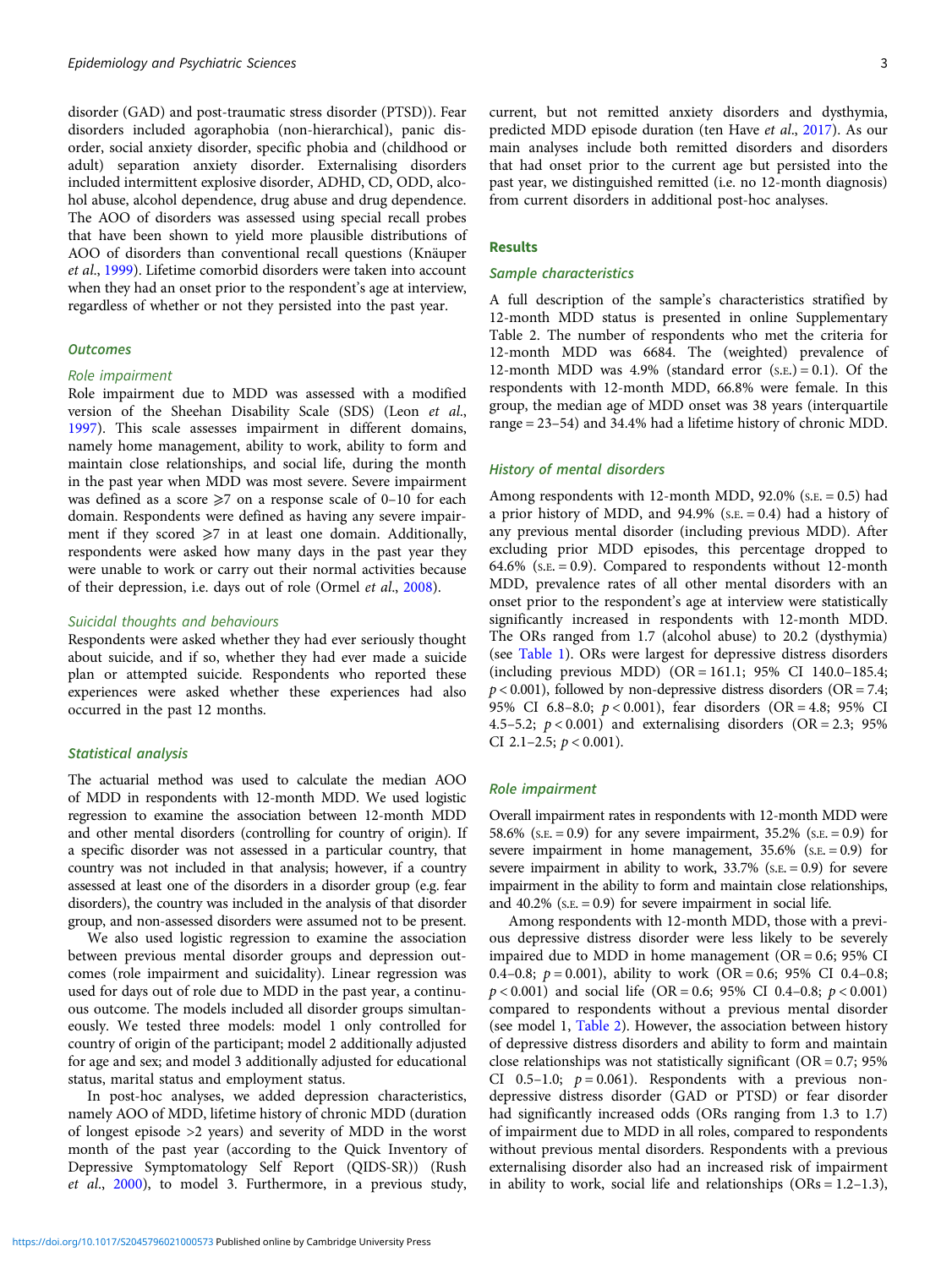disorder (GAD) and post-traumatic stress disorder (PTSD)). Fear disorders included agoraphobia (non-hierarchical), panic disorder, social anxiety disorder, specific phobia and (childhood or adult) separation anxiety disorder. Externalising disorders included intermittent explosive disorder, ADHD, CD, ODD, alcohol abuse, alcohol dependence, drug abuse and drug dependence. The AOO of disorders was assessed using special recall probes that have been shown to yield more plausible distributions of AOO of disorders than conventional recall questions (Knäuper *et al.*, 1999). Lifetime comorbid disorders were taken into account when they had an onset prior to the respondent's age at interview, regardless of whether or not they persisted into the past year.

### Outcomes

#### Role impairment

Role impairment due to MDD was assessed with a modified version of the Sheehan Disability Scale (SDS) (Leon *et al.*, 1997). This scale assesses impairment in different domains, namely home management, ability to work, ability to form and maintain close relationships, and social life, during the month in the past year when MDD was most severe. Severe impairment was defined as a score ⩾7 on a response scale of 0–10 for each domain. Respondents were defined as having any severe impairment if they scored ⩾7 in at least one domain. Additionally, respondents were asked how many days in the past year they were unable to work or carry out their normal activities because of their depression, i.e. days out of role (Ormel *et al.*, 2008).

#### Suicidal thoughts and behaviours

Respondents were asked whether they had ever seriously thought about suicide, and if so, whether they had ever made a suicide plan or attempted suicide. Respondents who reported these experiences were asked whether these experiences had also occurred in the past 12 months.

### Statistical analysis

The actuarial method was used to calculate the median AOO of MDD in respondents with 12-month MDD. We used logistic regression to examine the association between 12-month MDD and other mental disorders (controlling for country of origin). If a specific disorder was not assessed in a particular country, that country was not included in that analysis; however, if a country assessed at least one of the disorders in a disorder group (e.g. fear disorders), the country was included in the analysis of that disorder group, and non-assessed disorders were assumed not to be present.

We also used logistic regression to examine the association between previous mental disorder groups and depression outcomes (role impairment and suicidality). Linear regression was used for days out of role due to MDD in the past year, a continuous outcome. The models included all disorder groups simultaneously. We tested three models: model 1 only controlled for country of origin of the participant; model 2 additionally adjusted for age and sex; and model 3 additionally adjusted for educational status, marital status and employment status.

In post-hoc analyses, we added depression characteristics, namely AOO of MDD, lifetime history of chronic MDD (duration of longest episode >2 years) and severity of MDD in the worst month of the past year (according to the Quick Inventory of Depressive Symptomatology Self Report (QIDS-SR)) (Rush *et al.*, 2000), to model 3. Furthermore, in a previous study, current, but not remitted anxiety disorders and dysthymia, predicted MDD episode duration (ten Have *et al.*, 2017). As our main analyses include both remitted disorders and disorders that had onset prior to the current age but persisted into the past year, we distinguished remitted (i.e. no 12-month diagnosis) from current disorders in additional post-hoc analyses.

## Results

### Sample characteristics

A full description of the sample's characteristics stratified by 12-month MDD status is presented in online Supplementary Table 2. The number of respondents who met the criteria for 12-month MDD was 6684. The (weighted) prevalence of 12-month MDD was 4.9% (standard error (S.E.) = 0.1). Of the respondents with 12-month MDD, 66.8% were female. In this group, the median age of MDD onset was 38 years (interquartile range = 23–54) and 34.4% had a lifetime history of chronic MDD.

### History of mental disorders

Among respondents with 12-month MDD, 92.0% (S.E. = 0.5) had a prior history of MDD, and 94.9% (S.E. = 0.4) had a history of any previous mental disorder (including previous MDD). After excluding prior MDD episodes, this percentage dropped to 64.6% (S.E. = 0.9). Compared to respondents without 12-month MDD, prevalence rates of all other mental disorders with an onset prior to the respondent's age at interview were statistically significantly increased in respondents with 12-month MDD. The ORs ranged from 1.7 (alcohol abuse) to 20.2 (dysthymia) (see Table 1). ORs were largest for depressive distress disorders (including previous MDD) (OR = 161.1; 95% CI 140.0–185.4; $p < 0.001$), followed by non-depressive distress disorders (OR = 7.4; 95% CI 6.8–8.0; $p < 0.001$), fear disorders (OR = 4.8; 95% CI 4.5–5.2; $p < 0.001$) and externalising disorders (OR = 2.3; 95% CI 2.1–2.5; $p < 0.001$).

### Role impairment

Overall impairment rates in respondents with 12-month MDD were 58.6% (S.E. = 0.9) for any severe impairment, 35.2% (S.E. = 0.9) for severe impairment in home management, 35.6% (S.E. = 0.9) for severe impairment in ability to work, 33.7% (S.E. = 0.9) for severe impairment in the ability to form and maintain close relationships, and 40.2% (S.E. = 0.9) for severe impairment in social life.

Among respondents with 12-month MDD, those with a previous depressive distress disorder were less likely to be severely impaired due to MDD in home management (OR = 0.6; 95% CI 0.4–0.8; $p = 0.001$), ability to work (OR = 0.6; 95% CI 0.4–0.8; $p < 0.001$) and social life (OR = 0.6; 95% CI 0.4–0.8; $p < 0.001$) compared to respondents without a previous mental disorder (see model 1, Table 2). However, the association between history of depressive distress disorders and ability to form and maintain close relationships was not statistically significant (OR = 0.7; 95% CI 0.5–1.0; $p = 0.061$). Respondents with a previous non-depressive distress disorder (GAD or PTSD) or fear disorder had significantly increased odds (ORs ranging from 1.3 to 1.7) of impairment due to MDD in all roles, compared to respondents without previous mental disorders. Respondents with a previous externalising disorder also had an increased risk of impairment in ability to work, social life and relationships (ORs = 1.2–1.3),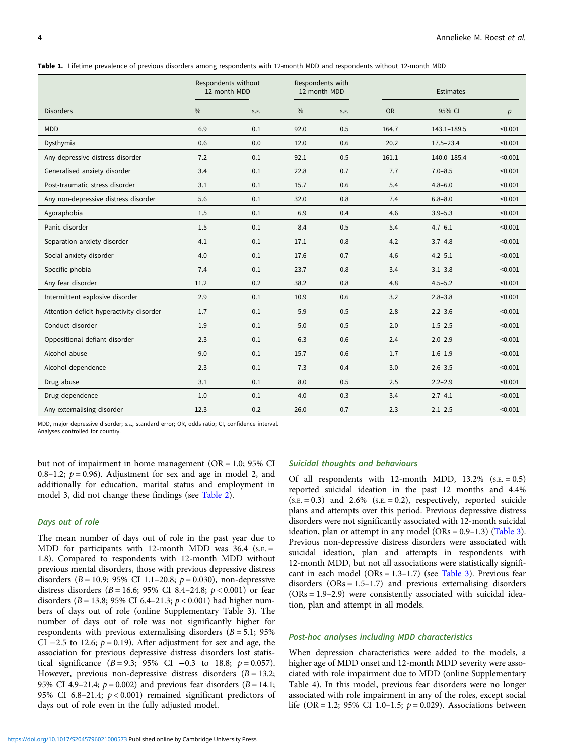**Table 1.** Lifetime prevalence of previous disorders among respondents with 12-month MDD and respondents without 12-month MDD

| | Respondents without 12-month MDD | | Respondents with 12-month MDD | | Estimates | | |
|---|---|---|---|---|---|---|---|
| Disorders | % | S.E. | % | S.E. | OR | 95% CI | $p$ |
| MDD | 6.9 | 0.1 | 92.0 | 0.5 | 164.7 | 143.1–189.5 | <0.001 |
| Dysthymia | 0.6 | 0.0 | 12.0 | 0.6 | 20.2 | 17.5–23.4 | <0.001 |
| Any depressive distress disorder | 7.2 | 0.1 | 92.1 | 0.5 | 161.1 | 140.0–185.4 | <0.001 |
| Generalised anxiety disorder | 3.4 | 0.1 | 22.8 | 0.7 | 7.7 | 7.0–8.5 | <0.001 |
| Post-traumatic stress disorder | 3.1 | 0.1 | 15.7 | 0.6 | 5.4 | 4.8–6.0 | <0.001 |
| Any non-depressive distress disorder | 5.6 | 0.1 | 32.0 | 0.8 | 7.4 | 6.8–8.0 | <0.001 |
| Agoraphobia | 1.5 | 0.1 | 6.9 | 0.4 | 4.6 | 3.9–5.3 | <0.001 |
| Panic disorder | 1.5 | 0.1 | 8.4 | 0.5 | 5.4 | 4.7–6.1 | <0.001 |
| Separation anxiety disorder | 4.1 | 0.1 | 17.1 | 0.8 | 4.2 | 3.7–4.8 | <0.001 |
| Social anxiety disorder | 4.0 | 0.1 | 17.6 | 0.7 | 4.6 | 4.2–5.1 | <0.001 |
| Specific phobia | 7.4 | 0.1 | 23.7 | 0.8 | 3.4 | 3.1–3.8 | <0.001 |
| Any fear disorder | 11.2 | 0.2 | 38.2 | 0.8 | 4.8 | 4.5–5.2 | <0.001 |
| Intermittent explosive disorder | 2.9 | 0.1 | 10.9 | 0.6 | 3.2 | 2.8–3.8 | <0.001 |
| Attention deficit hyperactivity disorder | 1.7 | 0.1 | 5.9 | 0.5 | 2.8 | 2.2–3.6 | <0.001 |
| Conduct disorder | 1.9 | 0.1 | 5.0 | 0.5 | 2.0 | 1.5–2.5 | <0.001 |
| Oppositional defiant disorder | 2.3 | 0.1 | 6.3 | 0.6 | 2.4 | 2.0–2.9 | <0.001 |
| Alcohol abuse | 9.0 | 0.1 | 15.7 | 0.6 | 1.7 | 1.6–1.9 | <0.001 |
| Alcohol dependence | 2.3 | 0.1 | 7.3 | 0.4 | 3.0 | 2.6–3.5 | <0.001 |
| Drug abuse | 3.1 | 0.1 | 8.0 | 0.5 | 2.5 | 2.2–2.9 | <0.001 |
| Drug dependence | 1.0 | 0.1 | 4.0 | 0.3 | 3.4 | 2.7–4.1 | <0.001 |
| Any externalising disorder | 12.3 | 0.2 | 26.0 | 0.7 | 2.3 | 2.1–2.5 | <0.001 |

MDD, major depressive disorder; S.E., standard error; OR, odds ratio; CI, confidence interval.
Analyses controlled for country.

but not of impairment in home management (OR = 1.0; 95% CI 0.8–1.2; $p = 0.96$). Adjustment for sex and age in model 2, and additionally for education, marital status and employment in model 3, did not change these findings (see Table 2).

### *Days out of role*

The mean number of days out of role in the past year due to MDD for participants with 12-month MDD was 36.4 (S.E. = 1.8). Compared to respondents with 12-month MDD without previous mental disorders, those with previous depressive distress disorders ($B = 10.9$; 95% CI 1.1–20.8; $p = 0.030$), non-depressive distress disorders ($B = 16.6$; 95% CI 8.4–24.8; $p < 0.001$) or fear disorders ($B = 13.8$; 95% CI 6.4–21.3; $p < 0.001$) had higher numbers of days out of role (online Supplementary Table 3). The number of days out of role was not significantly higher for respondents with previous externalising disorders ($B = 5.1$; 95% CI −2.5 to 12.6; $p = 0.19$). After adjustment for sex and age, the association for previous depressive distress disorders lost statistical significance ($B = 9.3$; 95% CI −0.3 to 18.8; $p = 0.057$). However, previous non-depressive distress disorders ($B = 13.2$; 95% CI 4.9–21.4; $p = 0.002$) and previous fear disorders ($B = 14.1$; 95% CI 6.8–21.4; $p < 0.001$) remained significant predictors of days out of role even in the fully adjusted model.

### *Suicidal thoughts and behaviours*

Of all respondents with 12-month MDD, 13.2% (S.E. = 0.5) reported suicidal ideation in the past 12 months and 4.4% (S.E. = 0.3) and 2.6% (S.E. = 0.2), respectively, reported suicide plans and attempts over this period. Previous depressive distress disorders were not significantly associated with 12-month suicidal ideation, plan or attempt in any model (ORs = 0.9–1.3) (Table 3). Previous non-depressive distress disorders were associated with suicidal ideation, plan and attempts in respondents with 12-month MDD, but not all associations were statistically significant in each model (ORs = 1.3–1.7) (see Table 3). Previous fear disorders (ORs = 1.5–1.7) and previous externalising disorders (ORs = 1.9–2.9) were consistently associated with suicidal ideation, plan and attempt in all models.

### *Post-hoc analyses including MDD characteristics*

When depression characteristics were added to the models, a higher age of MDD onset and 12-month MDD severity were associated with role impairment due to MDD (online Supplementary Table 4). In this model, previous fear disorders were no longer associated with role impairment in any of the roles, except social life (OR = 1.2; 95% CI 1.0–1.5; $p = 0.029$). Associations between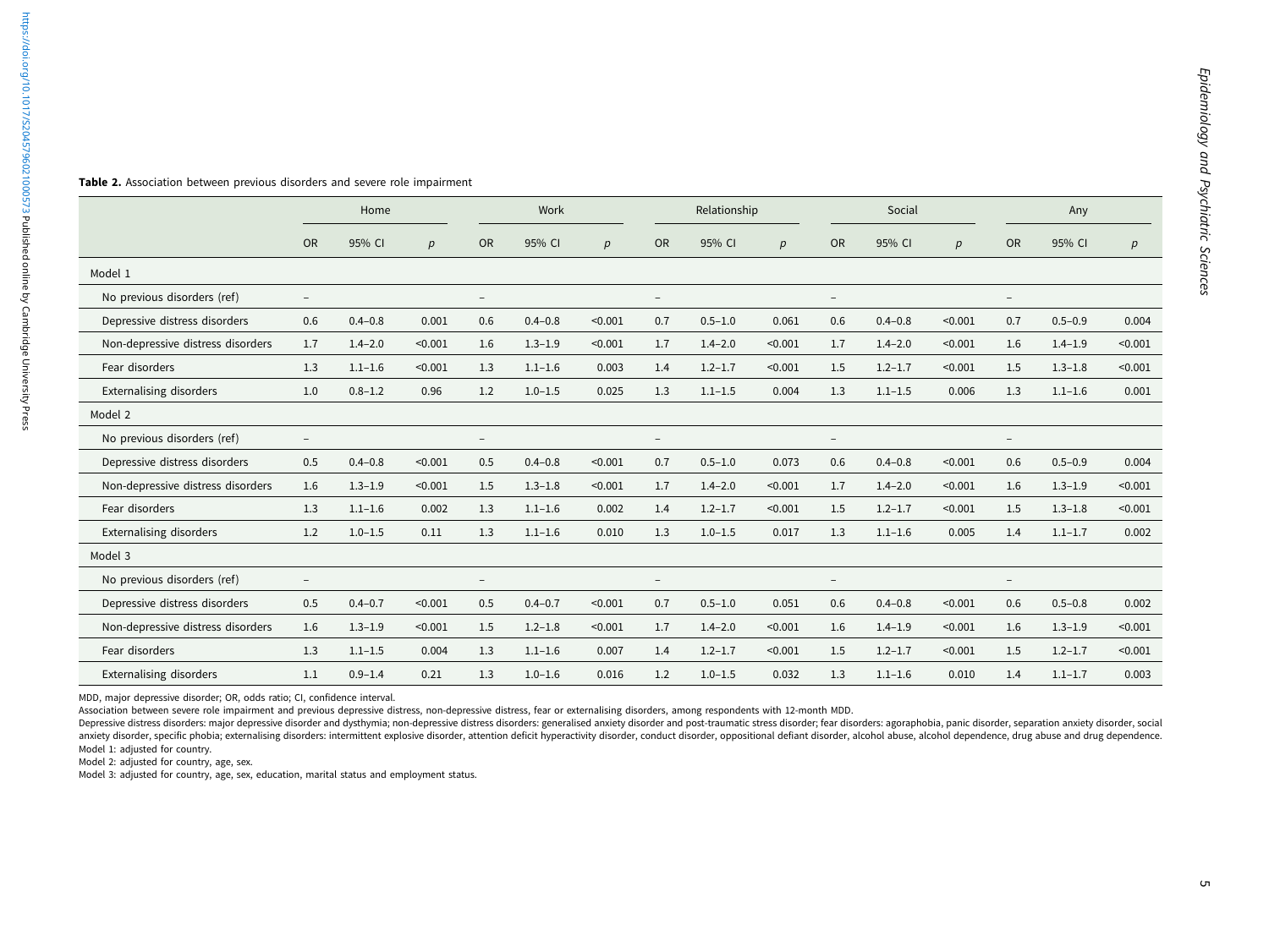**Table 2.** Association between previous disorders and severe role impairment

| | Home | | | Work | | | Relationship | | | Social | | | Any | | |
|---|---|---|---|---|---|---|---|---|---|---|---|---|---|---|---|
| | OR | 95% CI | *p* | OR | 95% CI | *p* | OR | 95% CI | *p* | OR | 95% CI | *p* | OR | 95% CI | *p* |
| Model 1 | | | | | | | | | | | | | | | |
| No previous disorders (ref) | – | | | – | | | – | | | – | | | – | | |
| Depressive distress disorders | 0.6 | 0.4–0.8 | 0.001 | 0.6 | 0.4–0.8 | <0.001 | 0.7 | 0.5–1.0 | 0.061 | 0.6 | 0.4–0.8 | <0.001 | 0.7 | 0.5–0.9 | 0.004 |
| Non-depressive distress disorders | 1.7 | 1.4–2.0 | <0.001 | 1.6 | 1.3–1.9 | <0.001 | 1.7 | 1.4–2.0 | <0.001 | 1.7 | 1.4–2.0 | <0.001 | 1.6 | 1.4–1.9 | <0.001 |
| Fear disorders | 1.3 | 1.1–1.6 | <0.001 | 1.3 | 1.1–1.6 | 0.003 | 1.4 | 1.2–1.7 | <0.001 | 1.5 | 1.2–1.7 | <0.001 | 1.5 | 1.3–1.8 | <0.001 |
| Externalising disorders | 1.0 | 0.8–1.2 | 0.96 | 1.2 | 1.0–1.5 | 0.025 | 1.3 | 1.1–1.5 | 0.004 | 1.3 | 1.1–1.5 | 0.006 | 1.3 | 1.1–1.6 | 0.001 |
| Model 2 | | | | | | | | | | | | | | | |
| No previous disorders (ref) | – | | | – | | | – | | | – | | | – | | |
| Depressive distress disorders | 0.5 | 0.4–0.8 | <0.001 | 0.5 | 0.4–0.8 | <0.001 | 0.7 | 0.5–1.0 | 0.073 | 0.6 | 0.4–0.8 | <0.001 | 0.6 | 0.5–0.9 | 0.004 |
| Non-depressive distress disorders | 1.6 | 1.3–1.9 | <0.001 | 1.5 | 1.3–1.8 | <0.001 | 1.7 | 1.4–2.0 | <0.001 | 1.7 | 1.4–2.0 | <0.001 | 1.6 | 1.3–1.9 | <0.001 |
| Fear disorders | 1.3 | 1.1–1.6 | 0.002 | 1.3 | 1.1–1.6 | 0.002 | 1.4 | 1.2–1.7 | <0.001 | 1.5 | 1.2–1.7 | <0.001 | 1.5 | 1.3–1.8 | <0.001 |
| Externalising disorders | 1.2 | 1.0–1.5 | 0.11 | 1.3 | 1.1–1.6 | 0.010 | 1.3 | 1.0–1.5 | 0.017 | 1.3 | 1.1–1.6 | 0.005 | 1.4 | 1.1–1.7 | 0.002 |
| Model 3 | | | | | | | | | | | | | | | |
| No previous disorders (ref) | – | | | – | | | – | | | – | | | – | | |
| Depressive distress disorders | 0.5 | 0.4–0.7 | <0.001 | 0.5 | 0.4–0.7 | <0.001 | 0.7 | 0.5–1.0 | 0.051 | 0.6 | 0.4–0.8 | <0.001 | 0.6 | 0.5–0.8 | 0.002 |
| Non-depressive distress disorders | 1.6 | 1.3–1.9 | <0.001 | 1.5 | 1.2–1.8 | <0.001 | 1.7 | 1.4–2.0 | <0.001 | 1.6 | 1.4–1.9 | <0.001 | 1.6 | 1.3–1.9 | <0.001 |
| Fear disorders | 1.3 | 1.1–1.5 | 0.004 | 1.3 | 1.1–1.6 | 0.007 | 1.4 | 1.2–1.7 | <0.001 | 1.5 | 1.2–1.7 | <0.001 | 1.5 | 1.2–1.7 | <0.001 |
| Externalising disorders | 1.1 | 0.9–1.4 | 0.21 | 1.3 | 1.0–1.6 | 0.016 | 1.2 | 1.0–1.5 | 0.032 | 1.3 | 1.1–1.6 | 0.010 | 1.4 | 1.1–1.7 | 0.003 |

MDD, major depressive disorder; OR, odds ratio; CI, confidence interval.

Association between severe role impairment and previous depressive distress, non-depressive distress, fear or externalising disorders, among respondents with 12-month MDD.

Depressive distress disorders: major depressive disorder and dysthymia; non-depressive distress disorders: generalised anxiety disorder and post-traumatic stress disorder; fear disorders: agoraphobia, panic disorder, separation anxiety disorder, social anxiety disorder, specific phobia; externalising disorders: intermittent explosive disorder, attention deficit hyperactivity disorder, conduct disorder, oppositional defiant disorder, alcohol abuse, alcohol dependence, drug abuse and drug dependence.

Model 1: adjusted for country.

Model 2: adjusted for country, age, sex.

Model 3: adjusted for country, age, sex, education, marital status and employment status.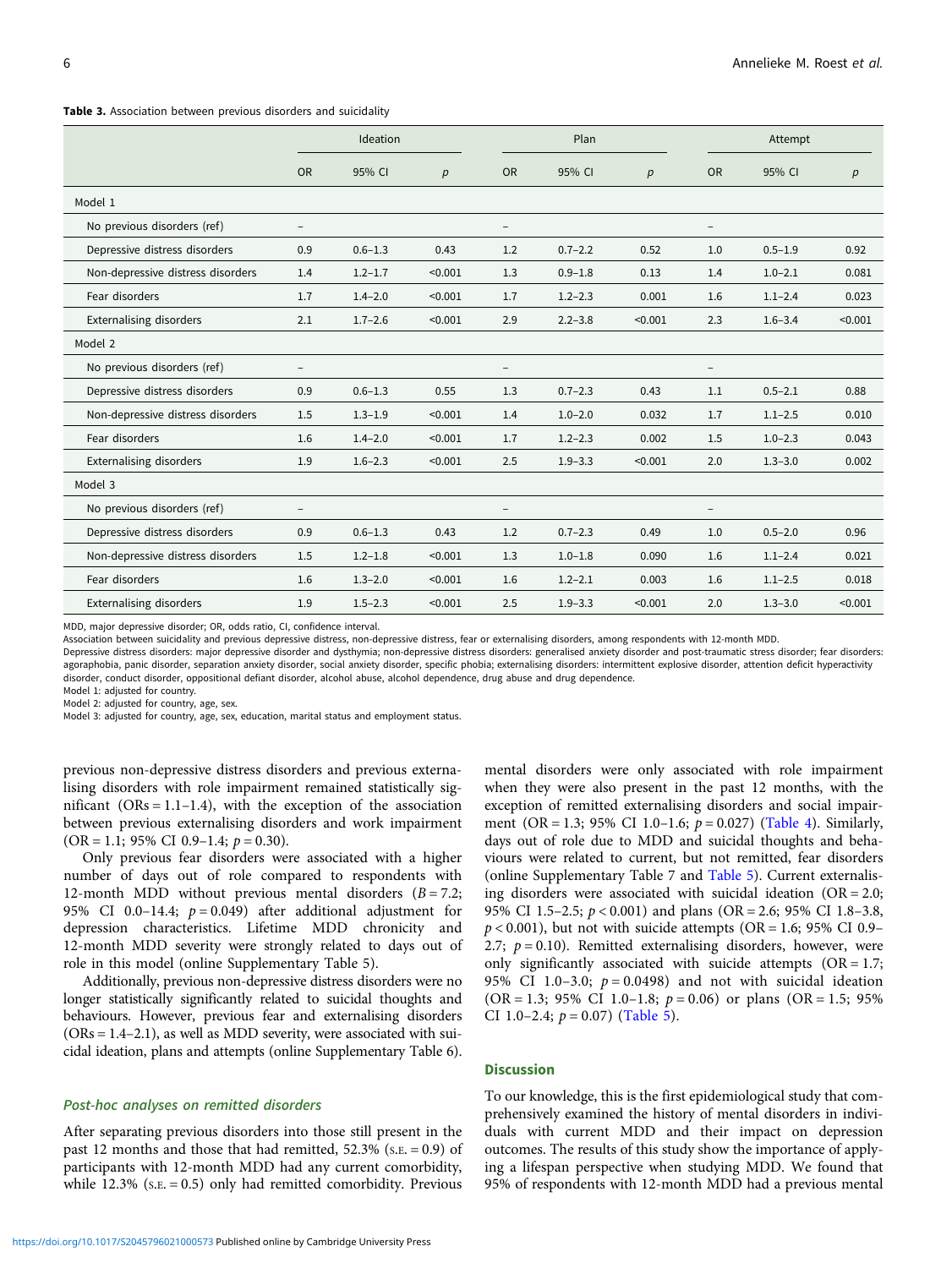**Table 3.** Association between previous disorders and suicidality

| | Ideation | | | Plan | | | Attempt | | |
|---|---|---|---|---|---|---|---|---|---|
| | OR | 95% CI | *p* | OR | 95% CI | *p* | OR | 95% CI | *p* |
| Model 1 | | | | | | | | | |
| No previous disorders (ref) | – | | | – | | | – | | |
| Depressive distress disorders | 0.9 | 0.6–1.3 | 0.43 | 1.2 | 0.7–2.2 | 0.52 | 1.0 | 0.5–1.9 | 0.92 |
| Non-depressive distress disorders | 1.4 | 1.2–1.7 | <0.001 | 1.3 | 0.9–1.8 | 0.13 | 1.4 | 1.0–2.1 | 0.081 |
| Fear disorders | 1.7 | 1.4–2.0 | <0.001 | 1.7 | 1.2–2.3 | 0.001 | 1.6 | 1.1–2.4 | 0.023 |
| Externalising disorders | 2.1 | 1.7–2.6 | <0.001 | 2.9 | 2.2–3.8 | <0.001 | 2.3 | 1.6–3.4 | <0.001 |
| Model 2 | | | | | | | | | |
| No previous disorders (ref) | – | | | – | | | – | | |
| Depressive distress disorders | 0.9 | 0.6–1.3 | 0.55 | 1.3 | 0.7–2.3 | 0.43 | 1.1 | 0.5–2.1 | 0.88 |
| Non-depressive distress disorders | 1.5 | 1.3–1.9 | <0.001 | 1.4 | 1.0–2.0 | 0.032 | 1.7 | 1.1–2.5 | 0.010 |
| Fear disorders | 1.6 | 1.4–2.0 | <0.001 | 1.7 | 1.2–2.3 | 0.002 | 1.5 | 1.0–2.3 | 0.043 |
| Externalising disorders | 1.9 | 1.6–2.3 | <0.001 | 2.5 | 1.9–3.3 | <0.001 | 2.0 | 1.3–3.0 | 0.002 |
| Model 3 | | | | | | | | | |
| No previous disorders (ref) | – | | | – | | | – | | |
| Depressive distress disorders | 0.9 | 0.6–1.3 | 0.43 | 1.2 | 0.7–2.3 | 0.49 | 1.0 | 0.5–2.0 | 0.96 |
| Non-depressive distress disorders | 1.5 | 1.2–1.8 | <0.001 | 1.3 | 1.0–1.8 | 0.090 | 1.6 | 1.1–2.4 | 0.021 |
| Fear disorders | 1.6 | 1.3–2.0 | <0.001 | 1.6 | 1.2–2.1 | 0.003 | 1.6 | 1.1–2.5 | 0.018 |
| Externalising disorders | 1.9 | 1.5–2.3 | <0.001 | 2.5 | 1.9–3.3 | <0.001 | 2.0 | 1.3–3.0 | <0.001 |

MDD, major depressive disorder; OR, odds ratio, CI, confidence interval.
Association between suicidality and previous depressive distress, non-depressive distress, fear or externalising disorders, among respondents with 12-month MDD.
Depressive distress disorders: major depressive disorder and dysthymia; non-depressive distress disorders: generalised anxiety disorder and post-traumatic stress disorder; fear disorders: agoraphobia, panic disorder, separation anxiety disorder, social anxiety disorder, specific phobia; externalising disorders: intermittent explosive disorder, attention deficit hyperactivity disorder, conduct disorder, oppositional defiant disorder, alcohol abuse, alcohol dependence, drug abuse and drug dependence.
Model 1: adjusted for country.
Model 2: adjusted for country, age, sex.
Model 3: adjusted for country, age, sex, education, marital status and employment status.

previous non-depressive distress disorders and previous externalising disorders with role impairment remained statistically significant (ORs = 1.1–1.4), with the exception of the association between previous externalising disorders and work impairment (OR = 1.1; 95% CI 0.9–1.4; $p = 0.30$).

Only previous fear disorders were associated with a higher number of days out of role compared to respondents with 12-month MDD without previous mental disorders ($B = 7.2$; 95% CI 0.0–14.4; $p = 0.049$) after additional adjustment for depression characteristics. Lifetime MDD chronicity and 12-month MDD severity were strongly related to days out of role in this model (online Supplementary Table 5).

Additionally, previous non-depressive distress disorders were no longer statistically significantly related to suicidal thoughts and behaviours. However, previous fear and externalising disorders (ORs = 1.4–2.1), as well as MDD severity, were associated with suicidal ideation, plans and attempts (online Supplementary Table 6).

### *Post-hoc analyses on remitted disorders*

After separating previous disorders into those still present in the past 12 months and those that had remitted, 52.3% (S.E. = 0.9) of participants with 12-month MDD had any current comorbidity, while 12.3% (S.E. = 0.5) only had remitted comorbidity. Previous mental disorders were only associated with role impairment when they were also present in the past 12 months, with the exception of remitted externalising disorders and social impairment (OR = 1.3; 95% CI 1.0–1.6; $p = 0.027$) (Table 4). Similarly, days out of role due to MDD and suicidal thoughts and behaviours were related to current, but not remitted, fear disorders (online Supplementary Table 7 and Table 5). Current externalising disorders were associated with suicidal ideation (OR = 2.0; 95% CI 1.5–2.5; $p < 0.001$) and plans (OR = 2.6; 95% CI 1.8–3.8, $p < 0.001$), but not with suicide attempts (OR = 1.6; 95% CI 0.9–2.7; $p = 0.10$). Remitted externalising disorders, however, were only significantly associated with suicide attempts (OR = 1.7; 95% CI 1.0–3.0; $p = 0.0498$) and not with suicidal ideation (OR = 1.3; 95% CI 1.0–1.8; $p = 0.06$) or plans (OR = 1.5; 95% CI 1.0–2.4; $p = 0.07$) (Table 5).

## Discussion

To our knowledge, this is the first epidemiological study that comprehensively examined the history of mental disorders in individuals with current MDD and their impact on depression outcomes. The results of this study show the importance of applying a lifespan perspective when studying MDD. We found that 95% of respondents with 12-month MDD had a previous mental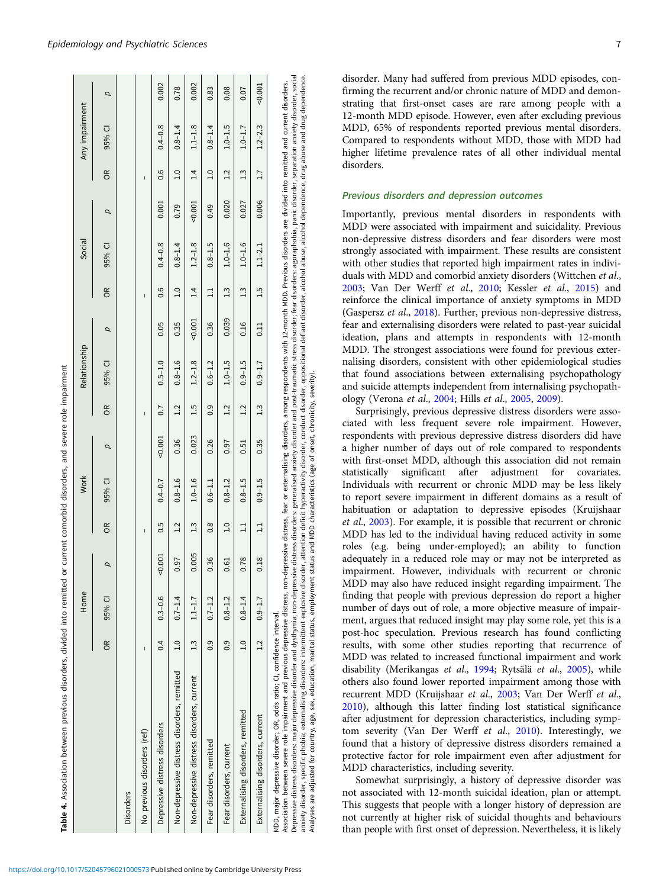**Table 4.** Association between previous disorders, divided into remitted or current comorbid disorders, and severe role impairment

| | Home | | | Work | | | Relationship | | | Social | | | Any impairment | | |
|---|---|---|---|---|---|---|---|---|---|---|---|---|---|---|---|
| | OR | 95% CI | *p* | OR | 95% CI | *p* | OR | 95% CI | *p* | OR | 95% CI | *p* | OR | 95% CI | *p* |
| Disorders | | | | | | | | | | | | | | | |
| No previous disorders (ref) | – | | | – | | | – | | | – | | | – | | |
| Depressive distress disorders | 0.4 | 0.3–0.6 | <0.001 | 0.5 | 0.4–0.7 | <0.001 | 0.7 | 0.5–1.0 | 0.05 | 0.6 | 0.4–0.8 | 0.001 | 0.6 | 0.4–0.8 | 0.002 |
| Non-depressive distress disorders, remitted | 1.0 | 0.7–1.4 | 0.97 | 1.2 | 0.8–1.6 | 0.36 | 1.2 | 0.8–1.6 | 0.35 | 1.0 | 0.8–1.4 | 0.79 | 1.0 | 0.8–1.4 | 0.78 |
| Non-depressive distress disorders, current | 1.3 | 1.1–1.7 | 0.005 | 1.3 | 1.0–1.6 | 0.023 | 1.5 | 1.2–1.8 | <0.001 | 1.4 | 1.2–1.8 | <0.001 | 1.4 | 1.1–1.8 | 0.002 |
| Fear disorders, remitted | 0.9 | 0.7–1.2 | 0.36 | 0.8 | 0.6–1.1 | 0.26 | 0.9 | 0.6–1.2 | 0.36 | 1.1 | 0.8–1.5 | 0.49 | 1.0 | 0.8–1.4 | 0.83 |
| Fear disorders, current | 0.9 | 0.8–1.2 | 0.61 | 1.0 | 0.8–1.2 | 0.97 | 1.2 | 1.0–1.5 | 0.039 | 1.3 | 1.0–1.6 | 0.020 | 1.2 | 1.0–1.5 | 0.08 |
| Externalising disorders, remitted | 1.0 | 0.8–1.4 | 0.78 | 1.1 | 0.8–1.5 | 0.51 | 1.2 | 0.9–1.5 | 0.16 | 1.3 | 1.0–1.6 | 0.027 | 1.3 | 1.0–1.7 | 0.07 |
| Externalising disorders, current | 1.2 | 0.9–1.7 | 0.18 | 1.1 | 0.9–1.5 | 0.35 | 1.3 | 0.9–1.7 | 0.11 | 1.5 | 1.1–2.1 | 0.006 | 1.7 | 1.2–2.3 | <0.001 |

MDD, major depressive disorder; OR, odds ratio; CI, confidence interval.
Association between severe role impairment and previous depressive distress, non-depressive distress, fear or externalising disorders, among respondents with 12-month MDD. Previous disorders are divided into remitted and current disorders.
Depressive distress disorders: major depressive disorder and dysthymia; non-depressive distress disorders: generalised anxiety disorder and post-traumatic stress disorder; fear disorders: agoraphobia, panic disorder, separation anxiety disorder, social anxiety disorder, specific phobia; externalising disorders: intermittent explosive disorder, attention deficit hyperactivity disorder, conduct disorder, oppositional defiant disorder, alcohol abuse, alcohol dependence, drug abuse and drug dependence.
Analyses are adjusted for country, age, sex, education, marital status, employment status and MDD characteristics (age of onset, chronicity, severity).

disorder. Many had suffered from previous MDD episodes, confirming the recurrent and/or chronic nature of MDD and demonstrating that first-onset cases are rare among people with a 12-month MDD episode. However, even after excluding previous MDD, 65% of respondents reported previous mental disorders. Compared to respondents without MDD, those with MDD had higher lifetime prevalence rates of all other individual mental disorders.

### Previous disorders and depression outcomes

Importantly, previous mental disorders in respondents with MDD were associated with impairment and suicidality. Previous non-depressive distress disorders and fear disorders were most strongly associated with impairment. These results are consistent with other studies that reported high impairment rates in individuals with MDD and comorbid anxiety disorders (Wittchen *et al.*, 2003; Van Der Werff *et al.*, 2010; Kessler *et al.*, 2015) and reinforce the clinical importance of anxiety symptoms in MDD (Gaspersz *et al.*, 2018). Further, previous non-depressive distress, fear and externalising disorders were related to past-year suicidal ideation, plans and attempts in respondents with 12-month MDD. The strongest associations were found for previous externalising disorders, consistent with other epidemiological studies that found associations between externalising psychopathology and suicide attempts independent from internalising psychopathology (Verona *et al.*, 2004; Hills *et al.*, 2005, 2009).

Surprisingly, previous depressive distress disorders were associated with less frequent severe role impairment. However, respondents with previous depressive distress disorders did have a higher number of days out of role compared to respondents with first-onset MDD, although this association did not remain statistically significant after adjustment for covariates. Individuals with recurrent or chronic MDD may be less likely to report severe impairment in different domains as a result of habituation or adaptation to depressive episodes (Kruijshaar *et al.*, 2003). For example, it is possible that recurrent or chronic MDD has led to the individual having reduced activity in some roles (e.g. being under-employed); an ability to function adequately in a reduced role may or may not be interpreted as impairment. However, individuals with recurrent or chronic MDD may also have reduced insight regarding impairment. The finding that people with previous depression do report a higher number of days out of role, a more objective measure of impairment, argues that reduced insight may play some role, yet this is a post-hoc speculation. Previous research has found conflicting results, with some other studies reporting that recurrence of MDD was related to increased functional impairment and work disability (Merikangas *et al.*, 1994; Rytsälä *et al.*, 2005), while others also found lower reported impairment among those with recurrent MDD (Kruijshaar *et al.*, 2003; Van Der Werff *et al.*, 2010), although this latter finding lost statistical significance after adjustment for depression characteristics, including symptom severity (Van Der Werff *et al.*, 2010). Interestingly, we found that a history of depressive distress disorders remained a protective factor for role impairment even after adjustment for MDD characteristics, including severity.

Somewhat surprisingly, a history of depressive disorder was not associated with 12-month suicidal ideation, plan or attempt. This suggests that people with a longer history of depression are not currently at higher risk of suicidal thoughts and behaviours than people with first onset of depression. Nevertheless, it is likely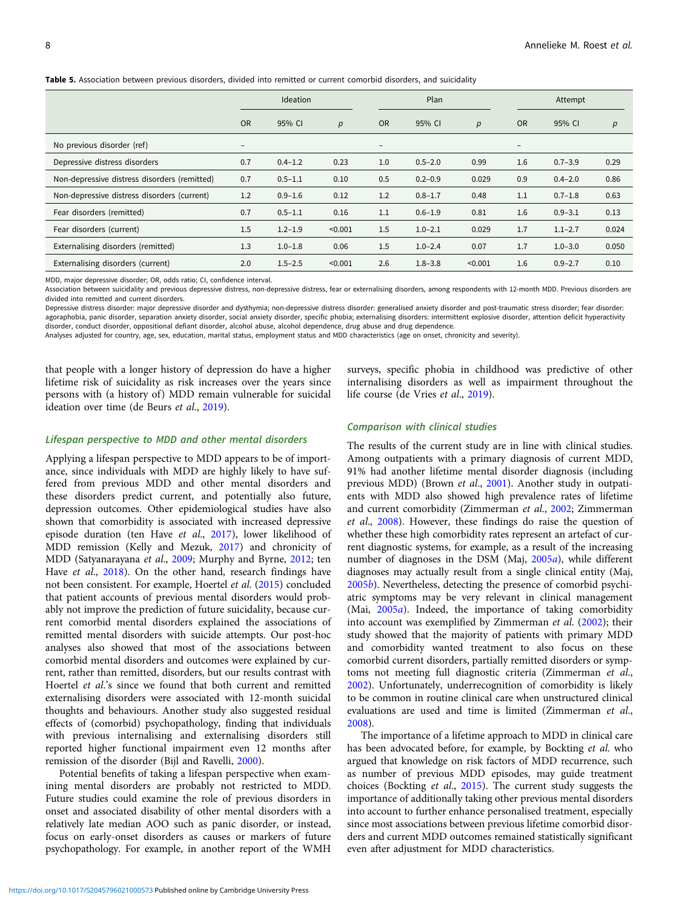**Table 5.** Association between previous disorders, divided into remitted or current comorbid disorders, and suicidality

| | Ideation | | | Plan | | | Attempt | | |
|---|---|---|---|---|---|---|---|---|---|
| | OR | 95% CI | *p* | OR | 95% CI | *p* | OR | 95% CI | *p* |
| No previous disorder (ref) | – | | | – | | | – | | |
| Depressive distress disorders | 0.7 | 0.4–1.2 | 0.23 | 1.0 | 0.5–2.0 | 0.99 | 1.6 | 0.7–3.9 | 0.29 |
| Non-depressive distress disorders (remitted) | 0.7 | 0.5–1.1 | 0.10 | 0.5 | 0.2–0.9 | 0.029 | 0.9 | 0.4–2.0 | 0.86 |
| Non-depressive distress disorders (current) | 1.2 | 0.9–1.6 | 0.12 | 1.2 | 0.8–1.7 | 0.48 | 1.1 | 0.7–1.8 | 0.63 |
| Fear disorders (remitted) | 0.7 | 0.5–1.1 | 0.16 | 1.1 | 0.6–1.9 | 0.81 | 1.6 | 0.9–3.1 | 0.13 |
| Fear disorders (current) | 1.5 | 1.2–1.9 | <0.001 | 1.5 | 1.0–2.1 | 0.029 | 1.7 | 1.1–2.7 | 0.024 |
| Externalising disorders (remitted) | 1.3 | 1.0–1.8 | 0.06 | 1.5 | 1.0–2.4 | 0.07 | 1.7 | 1.0–3.0 | 0.050 |
| Externalising disorders (current) | 2.0 | 1.5–2.5 | <0.001 | 2.6 | 1.8–3.8 | <0.001 | 1.6 | 0.9–2.7 | 0.10 |

MDD, major depressive disorder; OR, odds ratio; CI, confidence interval.
Association between suicidality and previous depressive distress, non-depressive distress, fear or externalising disorders, among respondents with 12-month MDD. Previous disorders are divided into remitted and current disorders.
Depressive distress disorder: major depressive disorder and dysthymia; non-depressive distress disorder: generalised anxiety disorder and post-traumatic stress disorder; fear disorder: agoraphobia, panic disorder, separation anxiety disorder, social anxiety disorder, specific phobia; externalising disorders: intermittent explosive disorder, attention deficit hyperactivity disorder, conduct disorder, oppositional defiant disorder, alcohol abuse, alcohol dependence, drug abuse and drug dependence.
Analyses adjusted for country, age, sex, education, marital status, employment status and MDD characteristics (age on onset, chronicity and severity).

that people with a longer history of depression do have a higher lifetime risk of suicidality as risk increases over the years since persons with (a history of) MDD remain vulnerable for suicidal ideation over time (de Beurs *et al.*, 2019).

### *Lifespan perspective to MDD and other mental disorders*

Applying a lifespan perspective to MDD appears to be of importance, since individuals with MDD are highly likely to have suffered from previous MDD and other mental disorders and these disorders predict current, and potentially also future, depression outcomes. Other epidemiological studies have also shown that comorbidity is associated with increased depressive episode duration (ten Have *et al.*, 2017), lower likelihood of MDD remission (Kelly and Mezuk, 2017) and chronicity of MDD (Satyanarayana *et al.*, 2009; Murphy and Byrne, 2012; ten Have *et al.*, 2018). On the other hand, research findings have not been consistent. For example, Hoertel *et al.* (2015) concluded that patient accounts of previous mental disorders would probably not improve the prediction of future suicidality, because current comorbid mental disorders explained the associations of remitted mental disorders with suicide attempts. Our post-hoc analyses also showed that most of the associations between comorbid mental disorders and outcomes were explained by current, rather than remitted, disorders, but our results contrast with Hoertel *et al.*'s since we found that both current and remitted externalising disorders were associated with 12-month suicidal thoughts and behaviours. Another study also suggested residual effects of (comorbid) psychopathology, finding that individuals with previous internalising and externalising disorders still reported higher functional impairment even 12 months after remission of the disorder (Bijl and Ravelli, 2000).

Potential benefits of taking a lifespan perspective when examining mental disorders are probably not restricted to MDD. Future studies could examine the role of previous disorders in onset and associated disability of other mental disorders with a relatively late median AOO such as panic disorder, or instead, focus on early-onset disorders as causes or markers of future psychopathology. For example, in another report of the WMH surveys, specific phobia in childhood was predictive of other internalising disorders as well as impairment throughout the life course (de Vries *et al.*, 2019).

### *Comparison with clinical studies*

The results of the current study are in line with clinical studies. Among outpatients with a primary diagnosis of current MDD, 91% had another lifetime mental disorder diagnosis (including previous MDD) (Brown *et al.*, 2001). Another study in outpatients with MDD also showed high prevalence rates of lifetime and current comorbidity (Zimmerman *et al.*, 2002; Zimmerman *et al.*, 2008). However, these findings do raise the question of whether these high comorbidity rates represent an artefact of current diagnostic systems, for example, as a result of the increasing number of diagnoses in the DSM (Maj, 2005*a*), while different diagnoses may actually result from a single clinical entity (Maj, 2005*b*). Nevertheless, detecting the presence of comorbid psychiatric symptoms may be very relevant in clinical management (Mai, 2005*a*). Indeed, the importance of taking comorbidity into account was exemplified by Zimmerman *et al.* (2002); their study showed that the majority of patients with primary MDD and comorbidity wanted treatment to also focus on these comorbid current disorders, partially remitted disorders or symptoms not meeting full diagnostic criteria (Zimmerman *et al.*, 2002). Unfortunately, underrecognition of comorbidity is likely to be common in routine clinical care when unstructured clinical evaluations are used and time is limited (Zimmerman *et al.*, 2008).

The importance of a lifetime approach to MDD in clinical care has been advocated before, for example, by Bockting *et al.* who argued that knowledge on risk factors of MDD recurrence, such as number of previous MDD episodes, may guide treatment choices (Bockting *et al.*, 2015). The current study suggests the importance of additionally taking other previous mental disorders into account to further enhance personalised treatment, especially since most associations between previous lifetime comorbid disorders and current MDD outcomes remained statistically significant even after adjustment for MDD characteristics.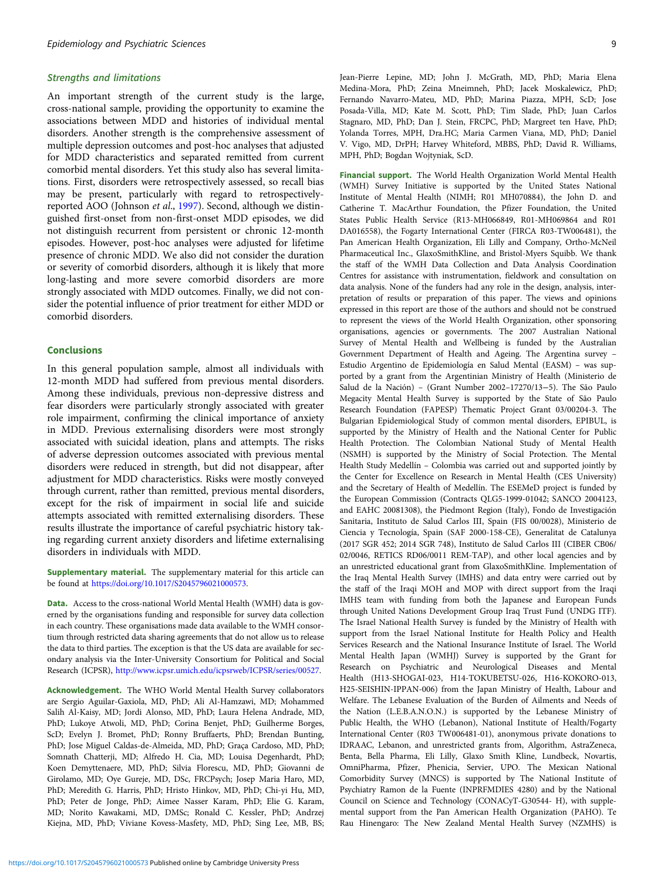### Strengths and limitations

An important strength of the current study is the large, cross-national sample, providing the opportunity to examine the associations between MDD and histories of individual mental disorders. Another strength is the comprehensive assessment of multiple depression outcomes and post-hoc analyses that adjusted for MDD characteristics and separated remitted from current comorbid mental disorders. Yet this study also has several limitations. First, disorders were retrospectively assessed, so recall bias may be present, particularly with regard to retrospectively-reported AOO (Johnson *et al.*, 1997). Second, although we distinguished first-onset from non-first-onset MDD episodes, we did not distinguish recurrent from persistent or chronic 12-month episodes. However, post-hoc analyses were adjusted for lifetime presence of chronic MDD. We also did not consider the duration or severity of comorbid disorders, although it is likely that more long-lasting and more severe comorbid disorders are more strongly associated with MDD outcomes. Finally, we did not consider the potential influence of prior treatment for either MDD or comorbid disorders.

## Conclusions

In this general population sample, almost all individuals with 12-month MDD had suffered from previous mental disorders. Among these individuals, previous non-depressive distress and fear disorders were particularly strongly associated with greater role impairment, confirming the clinical importance of anxiety in MDD. Previous externalising disorders were most strongly associated with suicidal ideation, plans and attempts. The risks of adverse depression outcomes associated with previous mental disorders were reduced in strength, but did not disappear, after adjustment for MDD characteristics. Risks were mostly conveyed through current, rather than remitted, previous mental disorders, except for the risk of impairment in social life and suicide attempts associated with remitted externalising disorders. These results illustrate the importance of careful psychiatric history taking regarding current anxiety disorders and lifetime externalising disorders in individuals with MDD.

**Supplementary material.** The supplementary material for this article can be found at https://doi.org/10.1017/S2045796021000573.

**Data.** Access to the cross-national World Mental Health (WMH) data is governed by the organisations funding and responsible for survey data collection in each country. These organisations made data available to the WMH consortium through restricted data sharing agreements that do not allow us to release the data to third parties. The exception is that the US data are available for secondary analysis via the Inter-University Consortium for Political and Social Research (ICPSR), http://www.icpsr.umich.edu/icpsrweb/ICPSR/series/00527.

**Acknowledgement.** The WHO World Mental Health Survey collaborators are Sergio Aguilar-Gaxiola, MD, PhD; Ali Al-Hamzawi, MD; Mohammed Salih Al-Kaisy, MD; Jordi Alonso, MD, PhD; Laura Helena Andrade, MD, PhD; Lukoye Atwoli, MD, PhD; Corina Benjet, PhD; Guilherme Borges, ScD; Evelyn J. Bromet, PhD; Ronny Bruffaerts, PhD; Brendan Bunting, PhD; Jose Miguel Caldas-de-Almeida, MD, PhD; Graça Cardoso, MD, PhD; Somnath Chatterji, MD; Alfredo H. Cia, MD; Louisa Degenhardt, PhD; Koen Demyttenaere, MD, PhD; Silvia Florescu, MD, PhD; Giovanni de Girolamo, MD; Oye Gureje, MD, DSc, FRCPsych; Josep Maria Haro, MD, PhD; Meredith G. Harris, PhD; Hristo Hinkov, MD, PhD; Chi-yi Hu, MD, PhD; Peter de Jonge, PhD; Aimee Nasser Karam, PhD; Elie G. Karam, MD; Norito Kawakami, MD, DMSc; Ronald C. Kessler, PhD; Andrzej Kiejna, MD, PhD; Viviane Kovess-Masfety, MD, PhD; Sing Lee, MB, BS; Jean-Pierre Lepine, MD; John J. McGrath, MD, PhD; Maria Elena Medina-Mora, PhD; Zeina Mneimneh, PhD; Jacek Moskalewicz, PhD; Fernando Navarro-Mateu, MD, PhD; Marina Piazza, MPH, ScD; Jose Posada-Villa, MD; Kate M. Scott, PhD; Tim Slade, PhD; Juan Carlos Stagnaro, MD, PhD; Dan J. Stein, FRCPC, PhD; Margreet ten Have, PhD; Yolanda Torres, MPH, Dra.HC; Maria Carmen Viana, MD, PhD; Daniel V. Vigo, MD, DrPH; Harvey Whiteford, MBBS, PhD; David R. Williams, MPH, PhD; Bogdan Wojtyniak, ScD.

**Financial support.** The World Health Organization World Mental Health (WMH) Survey Initiative is supported by the United States National Institute of Mental Health (NIMH; R01 MH070884), the John D. and Catherine T. MacArthur Foundation, the Pfizer Foundation, the United States Public Health Service (R13-MH066849, R01-MH069864 and R01 DA016558), the Fogarty International Center (FIRCA R03-TW006481), the Pan American Health Organization, Eli Lilly and Company, Ortho-McNeil Pharmaceutical Inc., GlaxoSmithKline, and Bristol-Myers Squibb. We thank the staff of the WMH Data Collection and Data Analysis Coordination Centres for assistance with instrumentation, fieldwork and consultation on data analysis. None of the funders had any role in the design, analysis, interpretation of results or preparation of this paper. The views and opinions expressed in this report are those of the authors and should not be construed to represent the views of the World Health Organization, other sponsoring organisations, agencies or governments. The 2007 Australian National Survey of Mental Health and Wellbeing is funded by the Australian Government Department of Health and Ageing. The Argentina survey – Estudio Argentino de Epidemiología en Salud Mental (EASM) – was supported by a grant from the Argentinian Ministry of Health (Ministerio de Salud de la Nación) – (Grant Number 2002–17270/13−5). The São Paulo Megacity Mental Health Survey is supported by the State of São Paulo Research Foundation (FAPESP) Thematic Project Grant 03/00204-3. The Bulgarian Epidemiological Study of common mental disorders, EPIBUL, is supported by the Ministry of Health and the National Center for Public Health Protection. The Colombian National Study of Mental Health (NSMH) is supported by the Ministry of Social Protection. The Mental Health Study Medellín – Colombia was carried out and supported jointly by the Center for Excellence on Research in Mental Health (CES University) and the Secretary of Health of Medellín. The ESEMeD project is funded by the European Commission (Contracts QLG5-1999-01042; SANCO 2004123, and EAHC 20081308), the Piedmont Region (Italy), Fondo de Investigación Sanitaria, Instituto de Salud Carlos III, Spain (FIS 00/0028), Ministerio de Ciencia y Tecnología, Spain (SAF 2000-158-CE), Generalitat de Catalunya (2017 SGR 452; 2014 SGR 748), Instituto de Salud Carlos III (CIBER CB06/02/0046, RETICS RD06/0011 REM-TAP), and other local agencies and by an unrestricted educational grant from GlaxoSmithKline. Implementation of the Iraq Mental Health Survey (IMHS) and data entry were carried out by the staff of the Iraqi MOH and MOP with direct support from the Iraqi IMHS team with funding from both the Japanese and European Funds through United Nations Development Group Iraq Trust Fund (UNDG ITF). The Israel National Health Survey is funded by the Ministry of Health with support from the Israel National Institute for Health Policy and Health Services Research and the National Insurance Institute of Israel. The World Mental Health Japan (WMHJ) Survey is supported by the Grant for Research on Psychiatric and Neurological Diseases and Mental Health (H13-SHOGAI-023, H14-TOKUBETSU-026, H16-KOKORO-013, H25-SEISHIN-IPPAN-006) from the Japan Ministry of Health, Labour and Welfare. The Lebanese Evaluation of the Burden of Ailments and Needs of the Nation (L.E.B.A.N.O.N.) is supported by the Lebanese Ministry of Public Health, the WHO (Lebanon), National Institute of Health/Fogarty International Center (R03 TW006481-01), anonymous private donations to IDRAAC, Lebanon, and unrestricted grants from, Algorithm, AstraZeneca, Benta, Bella Pharma, Eli Lilly, Glaxo Smith Kline, Lundbeck, Novartis, OmniPharma, Pfizer, Phenicia, Servier, UPO. The Mexican National Comorbidity Survey (MNCS) is supported by The National Institute of Psychiatry Ramon de la Fuente (INPRFMDIES 4280) and by the National Council on Science and Technology (CONACyT-G30544- H), with supplemental support from the Pan American Health Organization (PAHO). Te Rau Hinengaro: The New Zealand Mental Health Survey (NZMHS) is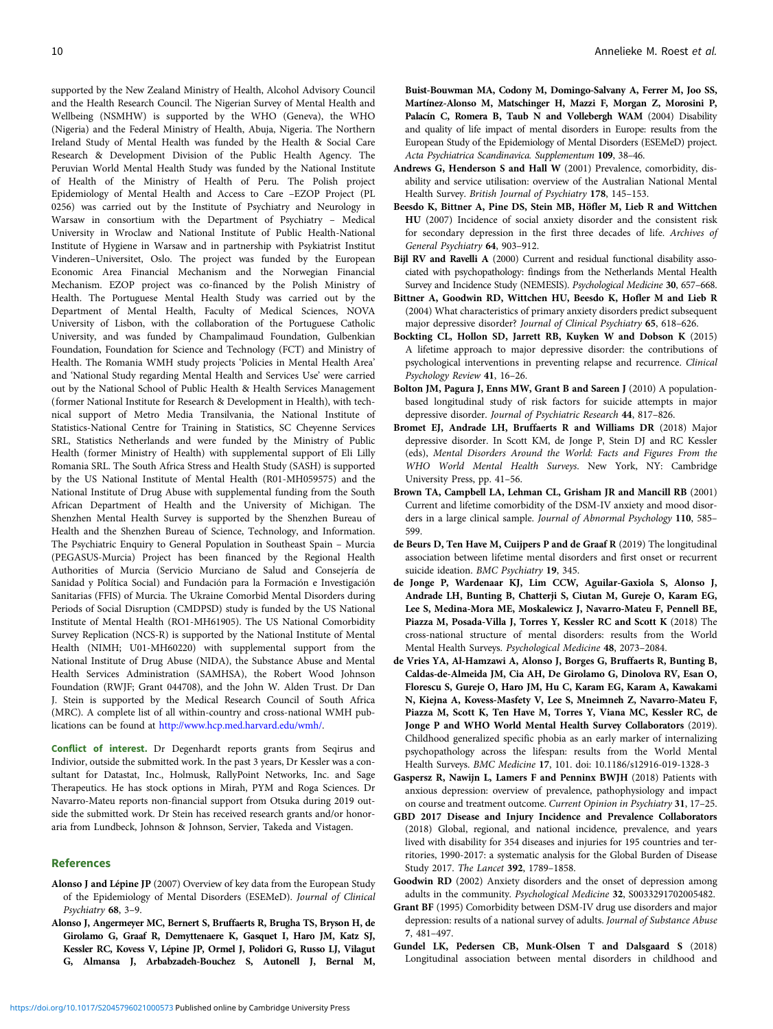supported by the New Zealand Ministry of Health, Alcohol Advisory Council and the Health Research Council. The Nigerian Survey of Mental Health and Wellbeing (NSMHW) is supported by the WHO (Geneva), the WHO (Nigeria) and the Federal Ministry of Health, Abuja, Nigeria. The Northern Ireland Study of Mental Health was funded by the Health & Social Care Research & Development Division of the Public Health Agency. The Peruvian World Mental Health Study was funded by the National Institute of Health of the Ministry of Health of Peru. The Polish project Epidemiology of Mental Health and Access to Care –EZOP Project (PL 0256) was carried out by the Institute of Psychiatry and Neurology in Warsaw in consortium with the Department of Psychiatry – Medical University in Wroclaw and National Institute of Public Health-National Institute of Hygiene in Warsaw and in partnership with Psykiatrist Institut Vinderen–Universitet, Oslo. The project was funded by the European Economic Area Financial Mechanism and the Norwegian Financial Mechanism. EZOP project was co-financed by the Polish Ministry of Health. The Portuguese Mental Health Study was carried out by the Department of Mental Health, Faculty of Medical Sciences, NOVA University of Lisbon, with the collaboration of the Portuguese Catholic University, and was funded by Champalimaud Foundation, Gulbenkian Foundation, Foundation for Science and Technology (FCT) and Ministry of Health. The Romania WMH study projects 'Policies in Mental Health Area' and 'National Study regarding Mental Health and Services Use' were carried out by the National School of Public Health & Health Services Management (former National Institute for Research & Development in Health), with technical support of Metro Media Transilvania, the National Institute of Statistics-National Centre for Training in Statistics, SC Cheyenne Services SRL, Statistics Netherlands and were funded by the Ministry of Public Health (former Ministry of Health) with supplemental support of Eli Lilly Romania SRL. The South Africa Stress and Health Study (SASH) is supported by the US National Institute of Mental Health (R01-MH059575) and the National Institute of Drug Abuse with supplemental funding from the South African Department of Health and the University of Michigan. The Shenzhen Mental Health Survey is supported by the Shenzhen Bureau of Health and the Shenzhen Bureau of Science, Technology, and Information. The Psychiatric Enquiry to General Population in Southeast Spain – Murcia (PEGASUS-Murcia) Project has been financed by the Regional Health Authorities of Murcia (Servicio Murciano de Salud and Consejería de Sanidad y Política Social) and Fundación para la Formación e Investigación Sanitarias (FFIS) of Murcia. The Ukraine Comorbid Mental Disorders during Periods of Social Disruption (CMDPSD) study is funded by the US National Institute of Mental Health (RO1-MH61905). The US National Comorbidity Survey Replication (NCS-R) is supported by the National Institute of Mental Health (NIMH; U01-MH60220) with supplemental support from the National Institute of Drug Abuse (NIDA), the Substance Abuse and Mental Health Services Administration (SAMHSA), the Robert Wood Johnson Foundation (RWJF; Grant 044708), and the John W. Alden Trust. Dr Dan J. Stein is supported by the Medical Research Council of South Africa (MRC). A complete list of all within-country and cross-national WMH publications can be found at http://www.hcp.med.harvard.edu/wmh/.

**Conflict of interest.** Dr Degenhardt reports grants from Seqirus and Indivior, outside the submitted work. In the past 3 years, Dr Kessler was a consultant for Datastat, Inc., Holmusk, RallyPoint Networks, Inc. and Sage Therapeutics. He has stock options in Mirah, PYM and Roga Sciences. Dr Navarro-Mateu reports non-financial support from Otsuka during 2019 outside the submitted work. Dr Stein has received research grants and/or honoraria from Lundbeck, Johnson & Johnson, Servier, Takeda and Vistagen.

## References

**Alonso J and Lépine JP** (2007) Overview of key data from the European Study of the Epidemiology of Mental Disorders (ESEMeD). *Journal of Clinical Psychiatry* **68**, 3–9.

**Alonso J, Angermeyer MC, Bernert S, Bruffaerts R, Brugha TS, Bryson H, de Girolamo G, Graaf R, Demyttenaere K, Gasquet I, Haro JM, Katz SJ, Kessler RC, Kovess V, Lépine JP, Ormel J, Polidori G, Russo LJ, Vilagut G, Almansa J, Arbabzadeh-Bouchez S, Autonell J, Bernal M, Buist-Bouwman MA, Codony M, Domingo-Salvany A, Ferrer M, Joo SS, Martínez-Alonso M, Matschinger H, Mazzi F, Morgan Z, Morosini P, Palacín C, Romera B, Taub N and Vollebergh WAM** (2004) Disability and quality of life impact of mental disorders in Europe: results from the European Study of the Epidemiology of Mental Disorders (ESEMeD) project. *Acta Psychiatrica Scandinavica. Supplementum* **109**, 38–46.

**Andrews G, Henderson S and Hall W** (2001) Prevalence, comorbidity, disability and service utilisation: overview of the Australian National Mental Health Survey. *British Journal of Psychiatry* **178**, 145–153.

**Beesdo K, Bittner A, Pine DS, Stein MB, Höfler M, Lieb R and Wittchen HU** (2007) Incidence of social anxiety disorder and the consistent risk for secondary depression in the first three decades of life. *Archives of General Psychiatry* **64**, 903–912.

**Bijl RV and Ravelli A** (2000) Current and residual functional disability associated with psychopathology: findings from the Netherlands Mental Health Survey and Incidence Study (NEMESIS). *Psychological Medicine* **30**, 657–668.

**Bittner A, Goodwin RD, Wittchen HU, Beesdo K, Hofler M and Lieb R** (2004) What characteristics of primary anxiety disorders predict subsequent major depressive disorder? *Journal of Clinical Psychiatry* **65**, 618–626.

**Bockting CL, Hollon SD, Jarrett RB, Kuyken W and Dobson K** (2015) A lifetime approach to major depressive disorder: the contributions of psychological interventions in preventing relapse and recurrence. *Clinical Psychology Review* **41**, 16–26.

**Bolton JM, Pagura J, Enns MW, Grant B and Sareen J** (2010) A population-based longitudinal study of risk factors for suicide attempts in major depressive disorder. *Journal of Psychiatric Research* **44**, 817–826.

**Bromet EJ, Andrade LH, Bruffaerts R and Williams DR** (2018) Major depressive disorder. In Scott KM, de Jonge P, Stein DJ and RC Kessler (eds), *Mental Disorders Around the World: Facts and Figures From the WHO World Mental Health Surveys*. New York, NY: Cambridge University Press, pp. 41–56.

**Brown TA, Campbell LA, Lehman CL, Grisham JR and Mancill RB** (2001) Current and lifetime comorbidity of the DSM-IV anxiety and mood disorders in a large clinical sample. *Journal of Abnormal Psychology* **110**, 585–599.

**de Beurs D, Ten Have M, Cuijpers P and de Graaf R** (2019) The longitudinal association between lifetime mental disorders and first onset or recurrent suicide ideation. *BMC Psychiatry* **19**, 345.

**de Jonge P, Wardenaar KJ, Lim CCW, Aguilar-Gaxiola S, Alonso J, Andrade LH, Bunting B, Chatterji S, Ciutan M, Gureje O, Karam EG, Lee S, Medina-Mora ME, Moskalewicz J, Navarro-Mateu F, Pennell BE, Piazza M, Posada-Villa J, Torres Y, Kessler RC and Scott K** (2018) The cross-national structure of mental disorders: results from the World Mental Health Surveys. *Psychological Medicine* **48**, 2073–2084.

**de Vries YA, Al-Hamzawi A, Alonso J, Borges G, Bruffaerts R, Bunting B, Caldas-de-Almeida JM, Cia AH, De Girolamo G, Dinolova RV, Esan O, Florescu S, Gureje O, Haro JM, Hu C, Karam EG, Karam A, Kawakami N, Kiejna A, Kovess-Masfety V, Lee S, Mneimneh Z, Navarro-Mateu F, Piazza M, Scott K, Ten Have M, Torres Y, Viana MC, Kessler RC, de Jonge P and WHO World Mental Health Survey Collaborators** (2019). Childhood generalized specific phobia as an early marker of internalizing psychopathology across the lifespan: results from the World Mental Health Surveys. *BMC Medicine* **17**, 101. doi: 10.1186/s12916-019-1328-3

**Gaspersz R, Nawijn L, Lamers F and Penninx BWJH** (2018) Patients with anxious depression: overview of prevalence, pathophysiology and impact on course and treatment outcome. *Current Opinion in Psychiatry* **31**, 17–25.

**GBD 2017 Disease and Injury Incidence and Prevalence Collaborators** (2018) Global, regional, and national incidence, prevalence, and years lived with disability for 354 diseases and injuries for 195 countries and territories, 1990-2017: a systematic analysis for the Global Burden of Disease Study 2017. *The Lancet* **392**, 1789–1858.

**Goodwin RD** (2002) Anxiety disorders and the onset of depression among adults in the community. *Psychological Medicine* **32**, S0033291702005482.

**Grant BF** (1995) Comorbidity between DSM-IV drug use disorders and major depression: results of a national survey of adults. *Journal of Substance Abuse* **7**, 481–497.

**Gundel LK, Pedersen CB, Munk-Olsen T and Dalsgaard S** (2018) Longitudinal association between mental disorders in childhood and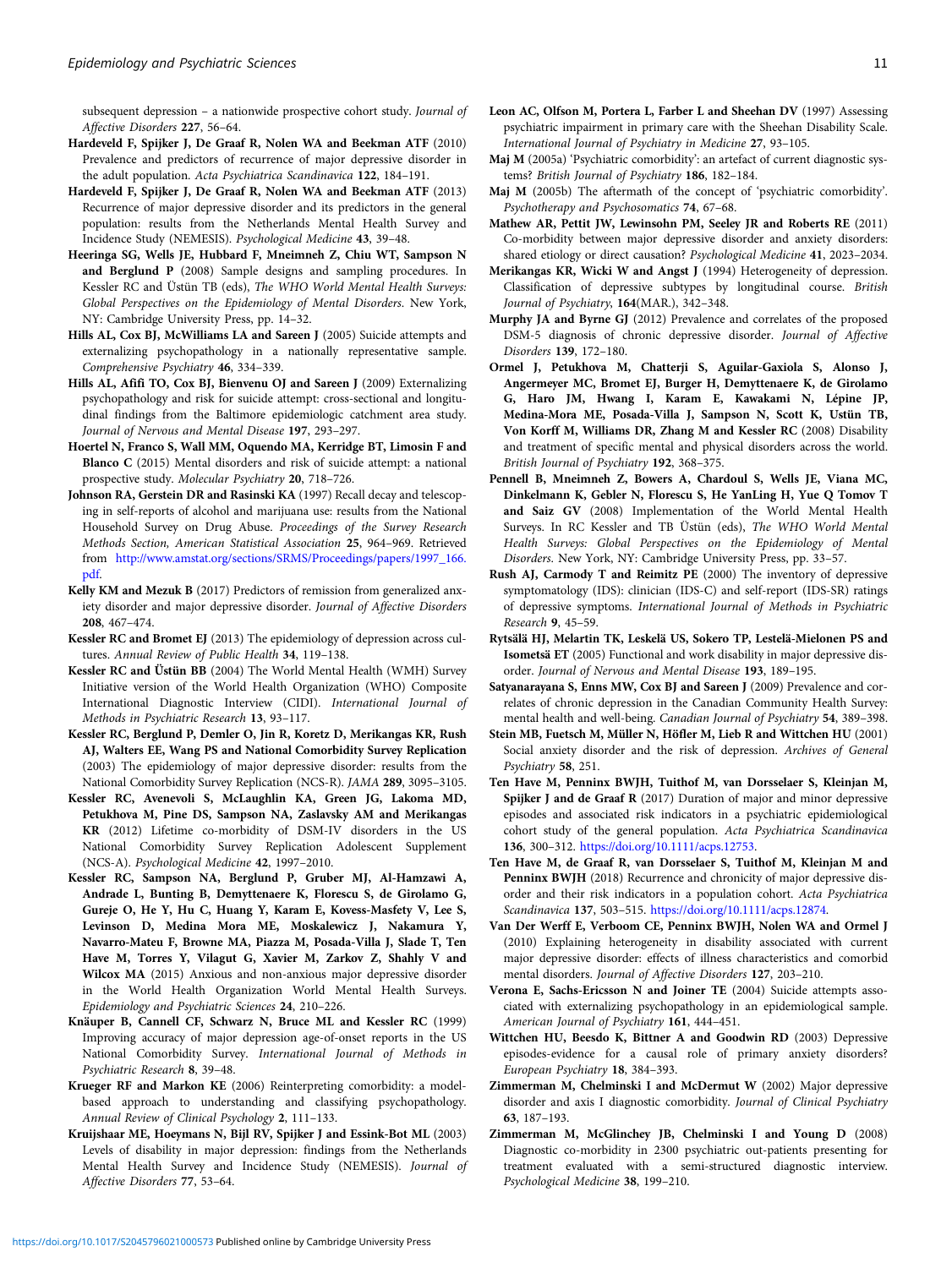subsequent depression – a nationwide prospective cohort study. *Journal of Affective Disorders* **227**, 56–64.

**Hardeveld F, Spijker J, De Graaf R, Nolen WA and Beekman ATF** (2010) Prevalence and predictors of recurrence of major depressive disorder in the adult population. *Acta Psychiatrica Scandinavica* **122**, 184–191.

**Hardeveld F, Spijker J, De Graaf R, Nolen WA and Beekman ATF** (2013) Recurrence of major depressive disorder and its predictors in the general population: results from the Netherlands Mental Health Survey and Incidence Study (NEMESIS). *Psychological Medicine* **43**, 39–48.

**Heeringa SG, Wells JE, Hubbard F, Mneimneh Z, Chiu WT, Sampson N and Berglund P** (2008) Sample designs and sampling procedures. In Kessler RC and Üstün TB (eds), *The WHO World Mental Health Surveys: Global Perspectives on the Epidemiology of Mental Disorders*. New York, NY: Cambridge University Press, pp. 14–32.

**Hills AL, Cox BJ, McWilliams LA and Sareen J** (2005) Suicide attempts and externalizing psychopathology in a nationally representative sample. *Comprehensive Psychiatry* **46**, 334–339.

**Hills AL, Afifi TO, Cox BJ, Bienvenu OJ and Sareen J** (2009) Externalizing psychopathology and risk for suicide attempt: cross-sectional and longitudinal findings from the Baltimore epidemiologic catchment area study. *Journal of Nervous and Mental Disease* **197**, 293–297.

**Hoertel N, Franco S, Wall MM, Oquendo MA, Kerridge BT, Limosin F and Blanco C** (2015) Mental disorders and risk of suicide attempt: a national prospective study. *Molecular Psychiatry* **20**, 718–726.

**Johnson RA, Gerstein DR and Rasinski KA** (1997) Recall decay and telescoping in self-reports of alcohol and marijuana use: results from the National Household Survey on Drug Abuse. *Proceedings of the Survey Research Methods Section, American Statistical Association* **25**, 964–969. Retrieved from http://www.amstat.org/sections/SRMS/Proceedings/papers/1997_166.pdf.

**Kelly KM and Mezuk B** (2017) Predictors of remission from generalized anxiety disorder and major depressive disorder. *Journal of Affective Disorders* **208**, 467–474.

**Kessler RC and Bromet EJ** (2013) The epidemiology of depression across cultures. *Annual Review of Public Health* **34**, 119–138.

**Kessler RC and Üstün BB** (2004) The World Mental Health (WMH) Survey Initiative version of the World Health Organization (WHO) Composite International Diagnostic Interview (CIDI). *International Journal of Methods in Psychiatric Research* **13**, 93–117.

**Kessler RC, Berglund P, Demler O, Jin R, Koretz D, Merikangas KR, Rush AJ, Walters EE, Wang PS and National Comorbidity Survey Replication** (2003) The epidemiology of major depressive disorder: results from the National Comorbidity Survey Replication (NCS-R). *JAMA* **289**, 3095–3105.

**Kessler RC, Avenevoli S, McLaughlin KA, Green JG, Lakoma MD, Petukhova M, Pine DS, Sampson NA, Zaslavsky AM and Merikangas KR** (2012) Lifetime co-morbidity of DSM-IV disorders in the US National Comorbidity Survey Replication Adolescent Supplement (NCS-A). *Psychological Medicine* **42**, 1997–2010.

**Kessler RC, Sampson NA, Berglund P, Gruber MJ, Al-Hamzawi A, Andrade L, Bunting B, Demyttenaere K, Florescu S, de Girolamo G, Gureje O, He Y, Hu C, Huang Y, Karam E, Kovess-Masfety V, Lee S, Levinson D, Medina Mora ME, Moskalewicz J, Nakamura Y, Navarro-Mateu F, Browne MA, Piazza M, Posada-Villa J, Slade T, Ten Have M, Torres Y, Vilagut G, Xavier M, Zarkov Z, Shahly V and Wilcox MA** (2015) Anxious and non-anxious major depressive disorder in the World Health Organization World Mental Health Surveys. *Epidemiology and Psychiatric Sciences* **24**, 210–226.

**Knäuper B, Cannell CF, Schwarz N, Bruce ML and Kessler RC** (1999) Improving accuracy of major depression age-of-onset reports in the US National Comorbidity Survey. *International Journal of Methods in Psychiatric Research* **8**, 39–48.

**Krueger RF and Markon KE** (2006) Reinterpreting comorbidity: a model-based approach to understanding and classifying psychopathology. *Annual Review of Clinical Psychology* **2**, 111–133.

**Kruijshaar ME, Hoeymans N, Bijl RV, Spijker J and Essink-Bot ML** (2003) Levels of disability in major depression: findings from the Netherlands Mental Health Survey and Incidence Study (NEMESIS). *Journal of Affective Disorders* **77**, 53–64.

**Leon AC, Olfson M, Portera L, Farber L and Sheehan DV** (1997) Assessing psychiatric impairment in primary care with the Sheehan Disability Scale. *International Journal of Psychiatry in Medicine* **27**, 93–105.

**Maj M** (2005a) 'Psychiatric comorbidity': an artefact of current diagnostic systems? *British Journal of Psychiatry* **186**, 182–184.

**Maj M** (2005b) The aftermath of the concept of 'psychiatric comorbidity'. *Psychotherapy and Psychosomatics* **74**, 67–68.

**Mathew AR, Pettit JW, Lewinsohn PM, Seeley JR and Roberts RE** (2011) Co-morbidity between major depressive disorder and anxiety disorders: shared etiology or direct causation? *Psychological Medicine* **41**, 2023–2034.

**Merikangas KR, Wicki W and Angst J** (1994) Heterogeneity of depression. Classification of depressive subtypes by longitudinal course. *British Journal of Psychiatry*, **164**(MAR.), 342–348.

**Murphy JA and Byrne GJ** (2012) Prevalence and correlates of the proposed DSM-5 diagnosis of chronic depressive disorder. *Journal of Affective Disorders* **139**, 172–180.

**Ormel J, Petukhova M, Chatterji S, Aguilar-Gaxiola S, Alonso J, Angermeyer MC, Bromet EJ, Burger H, Demyttenaere K, de Girolamo G, Haro JM, Hwang I, Karam E, Kawakami N, Lépine JP, Medina-Mora ME, Posada-Villa J, Sampson N, Scott K, Ustün TB, Von Korff M, Williams DR, Zhang M and Kessler RC** (2008) Disability and treatment of specific mental and physical disorders across the world. *British Journal of Psychiatry* **192**, 368–375.

**Pennell B, Mneimneh Z, Bowers A, Chardoul S, Wells JE, Viana MC, Dinkelmann K, Gebler N, Florescu S, He YanLing H, Yue Q Tomov T and Saiz GV** (2008) Implementation of the World Mental Health Surveys. In RC Kessler and TB Üstün (eds), *The WHO World Mental Health Surveys: Global Perspectives on the Epidemiology of Mental Disorders*. New York, NY: Cambridge University Press, pp. 33–57.

**Rush AJ, Carmody T and Reimitz PE** (2000) The inventory of depressive symptomatology (IDS): clinician (IDS-C) and self-report (IDS-SR) ratings of depressive symptoms. *International Journal of Methods in Psychiatric Research* **9**, 45–59.

**Rytsälä HJ, Melartin TK, Leskelä US, Sokero TP, Lestelä-Mielonen PS and Isometsä ET** (2005) Functional and work disability in major depressive disorder. *Journal of Nervous and Mental Disease* **193**, 189–195.

**Satyanarayana S, Enns MW, Cox BJ and Sareen J** (2009) Prevalence and correlates of chronic depression in the Canadian Community Health Survey: mental health and well-being. *Canadian Journal of Psychiatry* **54**, 389–398.

**Stein MB, Fuetsch M, Müller N, Höfler M, Lieb R and Wittchen HU** (2001) Social anxiety disorder and the risk of depression. *Archives of General Psychiatry* **58**, 251.

**Ten Have M, Penninx BWJH, Tuithof M, van Dorsselaer S, Kleinjan M, Spijker J and de Graaf R** (2017) Duration of major and minor depressive episodes and associated risk indicators in a psychiatric epidemiological cohort study of the general population. *Acta Psychiatrica Scandinavica* **136**, 300–312. https://doi.org/10.1111/acps.12753.

**Ten Have M, de Graaf R, van Dorsselaer S, Tuithof M, Kleinjan M and Penninx BWJH** (2018) Recurrence and chronicity of major depressive disorder and their risk indicators in a population cohort. *Acta Psychiatrica Scandinavica* **137**, 503–515. https://doi.org/10.1111/acps.12874.

**Van Der Werff E, Verboom CE, Penninx BWJH, Nolen WA and Ormel J** (2010) Explaining heterogeneity in disability associated with current major depressive disorder: effects of illness characteristics and comorbid mental disorders. *Journal of Affective Disorders* **127**, 203–210.

**Verona E, Sachs-Ericsson N and Joiner TE** (2004) Suicide attempts associated with externalizing psychopathology in an epidemiological sample. *American Journal of Psychiatry* **161**, 444–451.

**Wittchen HU, Beesdo K, Bittner A and Goodwin RD** (2003) Depressive episodes-evidence for a causal role of primary anxiety disorders? *European Psychiatry* **18**, 384–393.

**Zimmerman M, Chelminski I and McDermut W** (2002) Major depressive disorder and axis I diagnostic comorbidity. *Journal of Clinical Psychiatry* **63**, 187–193.

**Zimmerman M, McGlinchey JB, Chelminski I and Young D** (2008) Diagnostic co-morbidity in 2300 psychiatric out-patients presenting for treatment evaluated with a semi-structured diagnostic interview. *Psychological Medicine* **38**, 199–210.